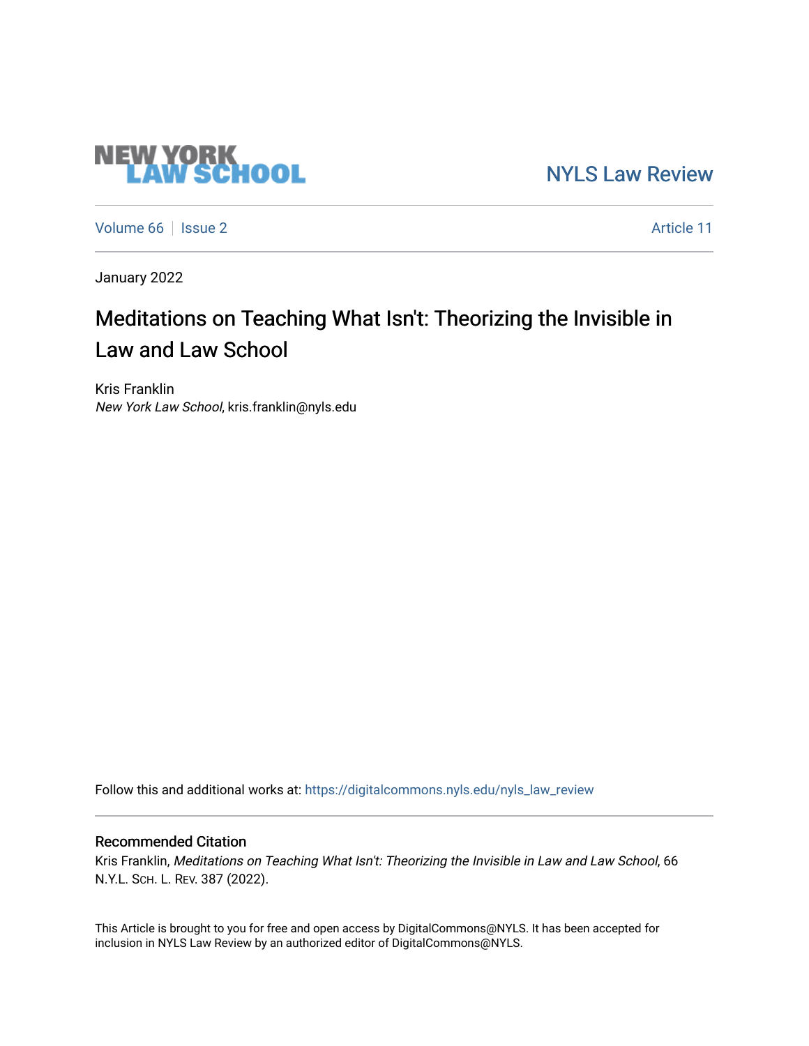NEW YORK LAW SCHOOL

NYLS Law Review

Volume 66 | Issue 2 — Article 11

January 2022

# Meditations on Teaching What Isn't: Theorizing the Invisible in Law and Law School

Kris Franklin
*New York Law School*, kris.franklin@nyls.edu

Follow this and additional works at: https://digitalcommons.nyls.edu/nyls_law_review

## Recommended Citation

Kris Franklin, *Meditations on Teaching What Isn't: Theorizing the Invisible in Law and Law School*, 66 N.Y.L. SCH. L. REV. 387 (2022).

This Article is brought to you for free and open access by DigitalCommons@NYLS. It has been accepted for inclusion in NYLS Law Review by an authorized editor of DigitalCommons@NYLS.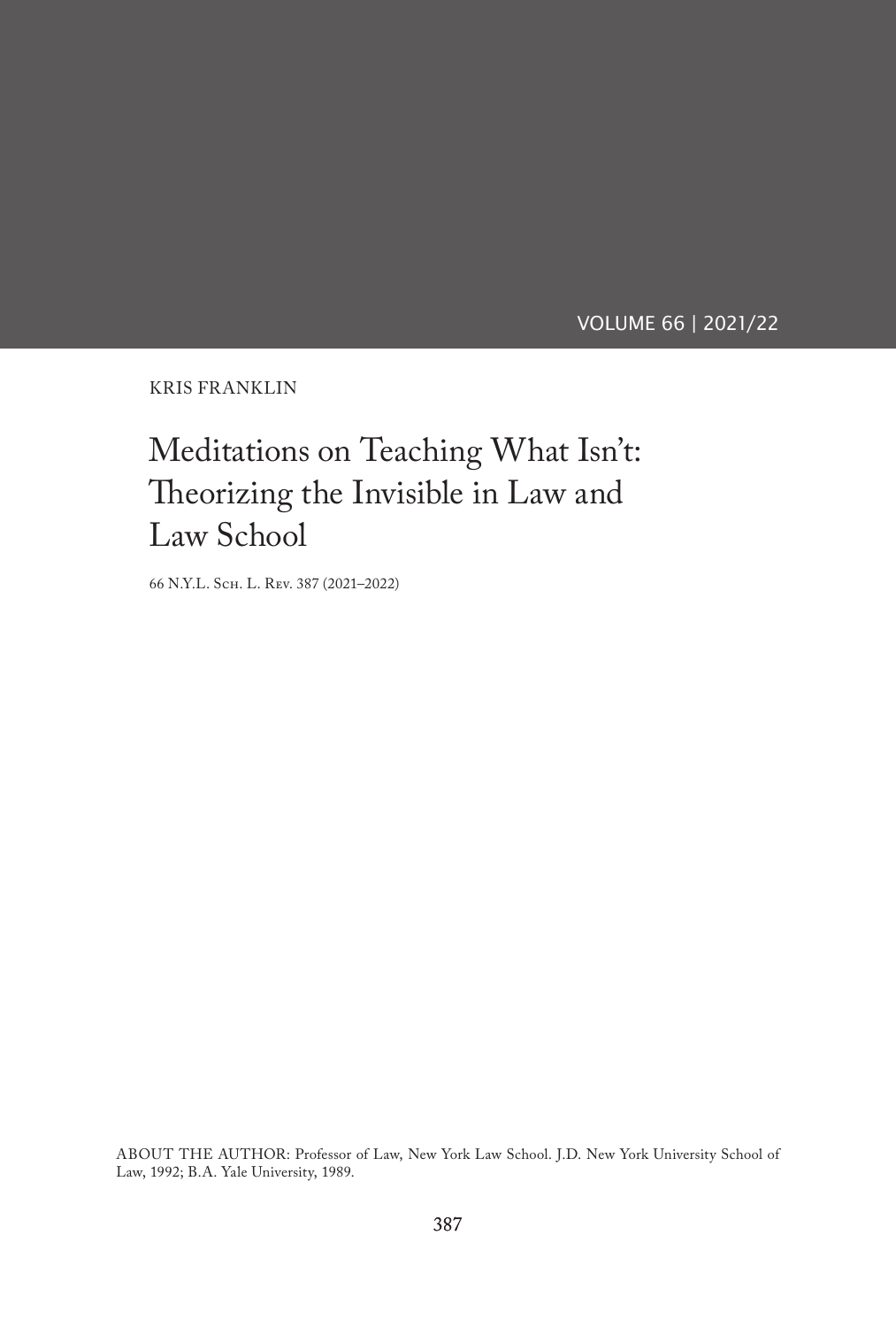KRIS FRANKLIN

# Meditations on Teaching What Isn't: Theorizing the Invisible in Law and Law School

66 N.Y.L. Sch. L. Rev. 387 (2021–2022)

ABOUT THE AUTHOR: Professor of Law, New York Law School. J.D. New York University School of Law, 1992; B.A. Yale University, 1989.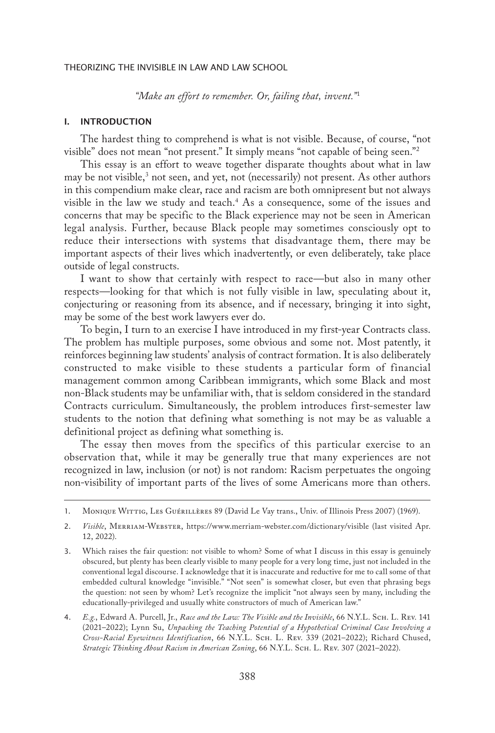*"Make an effort to remember. Or, failing that, invent."*[1]

## I. INTRODUCTION

The hardest thing to comprehend is what is not visible. Because, of course, "not visible" does not mean "not present." It simply means "not capable of being seen."[2]

This essay is an effort to weave together disparate thoughts about what in law may be not visible,[3] not seen, and yet, not (necessarily) not present. As other authors in this compendium make clear, race and racism are both omnipresent but not always visible in the law we study and teach.[4] As a consequence, some of the issues and concerns that may be specific to the Black experience may not be seen in American legal analysis. Further, because Black people may sometimes consciously opt to reduce their intersections with systems that disadvantage them, there may be important aspects of their lives which inadvertently, or even deliberately, take place outside of legal constructs.

I want to show that certainly with respect to race—but also in many other respects—looking for that which is not fully visible in law, speculating about it, conjecturing or reasoning from its absence, and if necessary, bringing it into sight, may be some of the best work lawyers ever do.

To begin, I turn to an exercise I have introduced in my first-year Contracts class. The problem has multiple purposes, some obvious and some not. Most patently, it reinforces beginning law students' analysis of contract formation. It is also deliberately constructed to make visible to these students a particular form of financial management common among Caribbean immigrants, which some Black and most non-Black students may be unfamiliar with, that is seldom considered in the standard Contracts curriculum. Simultaneously, the problem introduces first-semester law students to the notion that defining what something is not may be as valuable a definitional project as defining what something is.

The essay then moves from the specifics of this particular exercise to an observation that, while it may be generally true that many experiences are not recognized in law, inclusion (or not) is not random: Racism perpetuates the ongoing non-visibility of important parts of the lives of some Americans more than others.

---

1. Monique Wittig, Les Guérillères 89 (David Le Vay trans., Univ. of Illinois Press 2007) (1969).

2. *Visible*, Merriam-Webster, https://www.merriam-webster.com/dictionary/visible (last visited Apr. 12, 2022).

3. Which raises the fair question: not visible to whom? Some of what I discuss in this essay is genuinely obscured, but plenty has been clearly visible to many people for a very long time, just not included in the conventional legal discourse. I acknowledge that it is inaccurate and reductive for me to call some of that embedded cultural knowledge "invisible." "Not seen" is somewhat closer, but even that phrasing begs the question: not seen by whom? Let's recognize the implicit "not always seen by many, including the educationally-privileged and usually white constructors of much of American law."

4. *E.g.*, Edward A. Purcell, Jr., *Race and the Law: The Visible and the Invisible*, 66 N.Y.L. Sch. L. Rev. 141 (2021–2022); Lynn Su, *Unpacking the Teaching Potential of a Hypothetical Criminal Case Involving a Cross-Racial Eyewitness Identification*, 66 N.Y.L. Sch. L. Rev. 339 (2021–2022); Richard Chused, *Strategic Thinking About Racism in American Zoning*, 66 N.Y.L. Sch. L. Rev. 307 (2021–2022).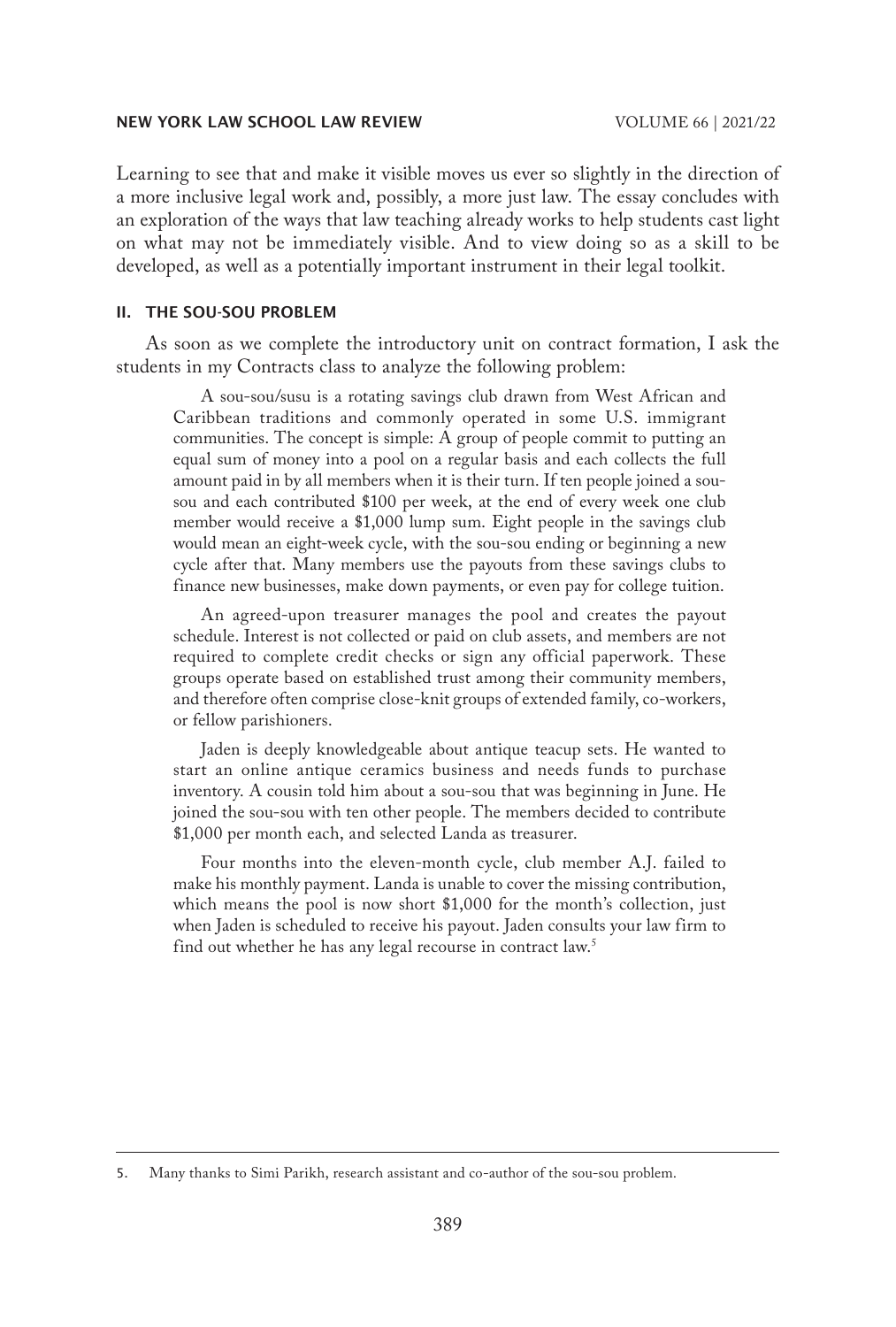Learning to see that and make it visible moves us ever so slightly in the direction of a more inclusive legal work and, possibly, a more just law. The essay concludes with an exploration of the ways that law teaching already works to help students cast light on what may not be immediately visible. And to view doing so as a skill to be developed, as well as a potentially important instrument in their legal toolkit.

## II. THE SOU-SOU PROBLEM

As soon as we complete the introductory unit on contract formation, I ask the students in my Contracts class to analyze the following problem:

> A sou-sou/susu is a rotating savings club drawn from West African and Caribbean traditions and commonly operated in some U.S. immigrant communities. The concept is simple: A group of people commit to putting an equal sum of money into a pool on a regular basis and each collects the full amount paid in by all members when it is their turn. If ten people joined a sou-sou and each contributed $100 per week, at the end of every week one club member would receive a $1,000 lump sum. Eight people in the savings club would mean an eight-week cycle, with the sou-sou ending or beginning a new cycle after that. Many members use the payouts from these savings clubs to finance new businesses, make down payments, or even pay for college tuition.
>
> An agreed-upon treasurer manages the pool and creates the payout schedule. Interest is not collected or paid on club assets, and members are not required to complete credit checks or sign any official paperwork. These groups operate based on established trust among their community members, and therefore often comprise close-knit groups of extended family, co-workers, or fellow parishioners.
>
> Jaden is deeply knowledgeable about antique teacup sets. He wanted to start an online antique ceramics business and needs funds to purchase inventory. A cousin told him about a sou-sou that was beginning in June. He joined the sou-sou with ten other people. The members decided to contribute $1,000 per month each, and selected Landa as treasurer.
>
> Four months into the eleven-month cycle, club member A.J. failed to make his monthly payment. Landa is unable to cover the missing contribution, which means the pool is now short $1,000 for the month's collection, just when Jaden is scheduled to receive his payout. Jaden consults your law firm to find out whether he has any legal recourse in contract law.[5]

---

5. Many thanks to Simi Parikh, research assistant and co-author of the sou-sou problem.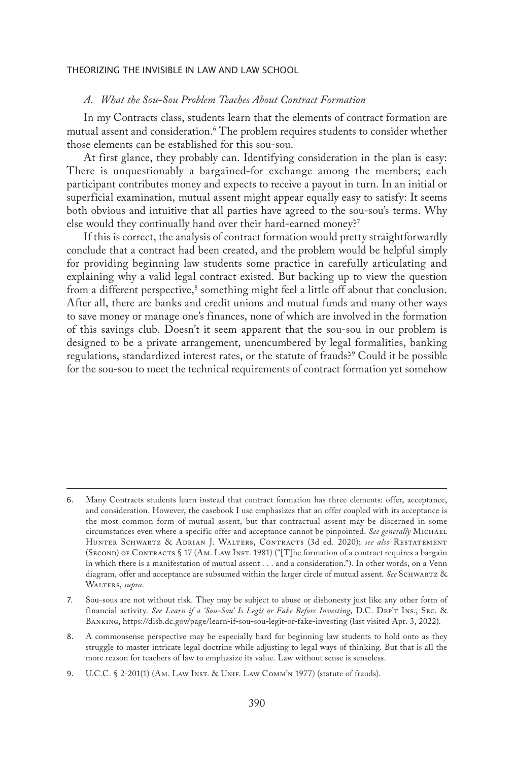### *A. What the Sou-Sou Problem Teaches About Contract Formation*

In my Contracts class, students learn that the elements of contract formation are mutual assent and consideration.[6] The problem requires students to consider whether those elements can be established for this sou-sou.

At first glance, they probably can. Identifying consideration in the plan is easy: There is unquestionably a bargained-for exchange among the members; each participant contributes money and expects to receive a payout in turn. In an initial or superficial examination, mutual assent might appear equally easy to satisfy: It seems both obvious and intuitive that all parties have agreed to the sou-sou's terms. Why else would they continually hand over their hard-earned money?[7]

If this is correct, the analysis of contract formation would pretty straightforwardly conclude that a contract had been created, and the problem would be helpful simply for providing beginning law students some practice in carefully articulating and explaining why a valid legal contract existed. But backing up to view the question from a different perspective,[8] something might feel a little off about that conclusion. After all, there are banks and credit unions and mutual funds and many other ways to save money or manage one's finances, none of which are involved in the formation of this savings club. Doesn't it seem apparent that the sou-sou in our problem is designed to be a private arrangement, unencumbered by legal formalities, banking regulations, standardized interest rates, or the statute of frauds?[9] Could it be possible for the sou-sou to meet the technical requirements of contract formation yet somehow

---

6. Many Contracts students learn instead that contract formation has three elements: offer, acceptance, and consideration. However, the casebook I use emphasizes that an offer coupled with its acceptance is the most common form of mutual assent, but that contractual assent may be discerned in some circumstances even where a specific offer and acceptance cannot be pinpointed. *See generally* Michael Hunter Schwartz & Adrian J. Walters, Contracts (3d ed. 2020); *see also* Restatement (Second) of Contracts § 17 (Am. Law Inst. 1981) ("[T]he formation of a contract requires a bargain in which there is a manifestation of mutual assent . . . and a consideration."). In other words, on a Venn diagram, offer and acceptance are subsumed within the larger circle of mutual assent. *See* Schwartz & Walters, *supra*.

7. Sou-sous are not without risk. They may be subject to abuse or dishonesty just like any other form of financial activity. *See Learn if a 'Sou-Sou' Is Legit or Fake Before Investing*, D.C. Dep't Ins., Sec. & Banking, https://disb.dc.gov/page/learn-if-sou-sou-legit-or-fake-investing (last visited Apr. 3, 2022).

8. A commonsense perspective may be especially hard for beginning law students to hold onto as they struggle to master intricate legal doctrine while adjusting to legal ways of thinking. But that is all the more reason for teachers of law to emphasize its value. Law without sense is senseless.

9. U.C.C. § 2-201(1) (Am. Law Inst. & Unif. Law Comm'n 1977) (statute of frauds).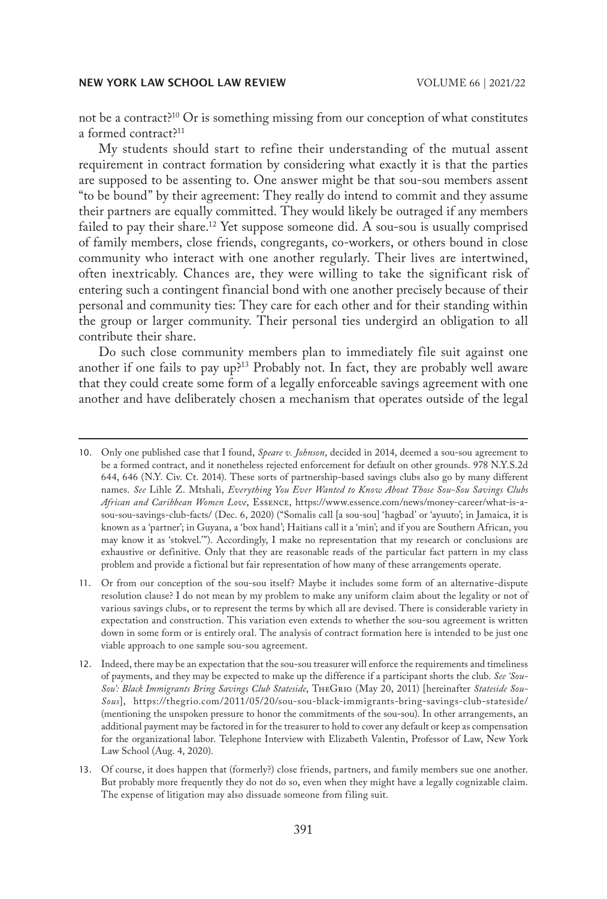not be a contract?[10] Or is something missing from our conception of what constitutes a formed contract?[11]

My students should start to refine their understanding of the mutual assent requirement in contract formation by considering what exactly it is that the parties are supposed to be assenting to. One answer might be that sou-sou members assent "to be bound" by their agreement: They really do intend to commit and they assume their partners are equally committed. They would likely be outraged if any members failed to pay their share.[12] Yet suppose someone did. A sou-sou is usually comprised of family members, close friends, congregants, co-workers, or others bound in close community who interact with one another regularly. Their lives are intertwined, often inextricably. Chances are, they were willing to take the significant risk of entering such a contingent financial bond with one another precisely because of their personal and community ties: They care for each other and for their standing within the group or larger community. Their personal ties undergird an obligation to all contribute their share.

Do such close community members plan to immediately file suit against one another if one fails to pay up?[13] Probably not. In fact, they are probably well aware that they could create some form of a legally enforceable savings agreement with one another and have deliberately chosen a mechanism that operates outside of the legal

---

10. Only one published case that I found, *Speare v. Johnson*, decided in 2014, deemed a sou-sou agreement to be a formed contract, and it nonetheless rejected enforcement for default on other grounds. 978 N.Y.S.2d 644, 646 (N.Y. Civ. Ct. 2014). These sorts of partnership-based savings clubs also go by many different names. *See* Lihle Z. Mtshali, *Everything You Ever Wanted to Know About Those Sou-Sou Savings Clubs African and Caribbean Women Love*, Essence, https://www.essence.com/news/money-career/what-is-a-sou-sou-savings-club-facts/ (Dec. 6, 2020) ("Somalis call [a sou-sou] 'hagbad' or 'ayuuto'; in Jamaica, it is known as a 'partner'; in Guyana, a 'box hand'; Haitians call it a 'min'; and if you are Southern African, you may know it as 'stokvel.'"). Accordingly, I make no representation that my research or conclusions are exhaustive or definitive. Only that they are reasonable reads of the particular fact pattern in my class problem and provide a fictional but fair representation of how many of these arrangements operate.

11. Or from our conception of the sou-sou itself? Maybe it includes some form of an alternative-dispute resolution clause? I do not mean by my problem to make any uniform claim about the legality or not of various savings clubs, or to represent the terms by which all are devised. There is considerable variety in expectation and construction. This variation even extends to whether the sou-sou agreement is written down in some form or is entirely oral. The analysis of contract formation here is intended to be just one viable approach to one sample sou-sou agreement.

12. Indeed, there may be an expectation that the sou-sou treasurer will enforce the requirements and timeliness of payments, and they may be expected to make up the difference if a participant shorts the club. *See 'Sou-Sou': Black Immigrants Bring Savings Club Stateside*, TheGrio (May 20, 2011) [hereinafter *Stateside Sou-Sous*], https://thegrio.com/2011/05/20/sou-sou-black-immigrants-bring-savings-club-stateside/ (mentioning the unspoken pressure to honor the commitments of the sou-sou). In other arrangements, an additional payment may be factored in for the treasurer to hold to cover any default or keep as compensation for the organizational labor. Telephone Interview with Elizabeth Valentin, Professor of Law, New York Law School (Aug. 4, 2020).

13. Of course, it does happen that (formerly?) close friends, partners, and family members sue one another. But probably more frequently they do not do so, even when they might have a legally cognizable claim. The expense of litigation may also dissuade someone from filing suit.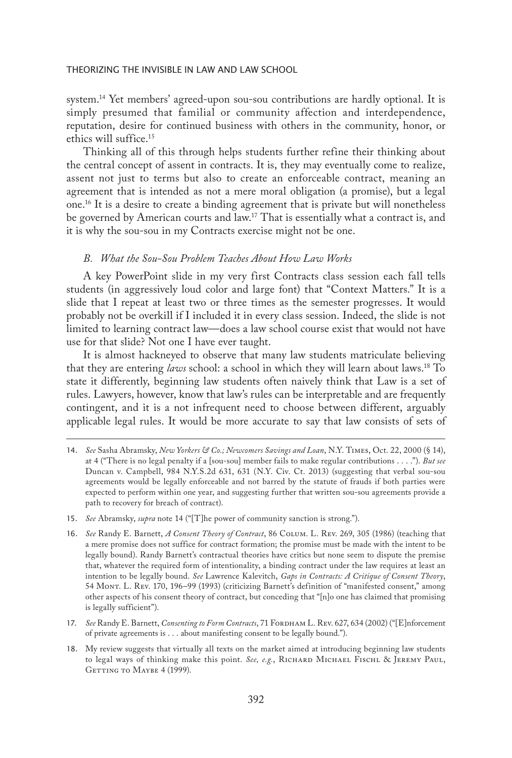system.[14] Yet members' agreed-upon sou-sou contributions are hardly optional. It is simply presumed that familial or community affection and interdependence, reputation, desire for continued business with others in the community, honor, or ethics will suffice.[15]

Thinking all of this through helps students further refine their thinking about the central concept of assent in contracts. It is, they may eventually come to realize, assent not just to terms but also to create an enforceable contract, meaning an agreement that is intended as not a mere moral obligation (a promise), but a legal one.[16] It is a desire to create a binding agreement that is private but will nonetheless be governed by American courts and law.[17] That is essentially what a contract is, and it is why the sou-sou in my Contracts exercise might not be one.

### *B. What the Sou-Sou Problem Teaches About How Law Works*

A key PowerPoint slide in my very first Contracts class session each fall tells students (in aggressively loud color and large font) that "Context Matters." It is a slide that I repeat at least two or three times as the semester progresses. It would probably not be overkill if I included it in every class session. Indeed, the slide is not limited to learning contract law—does a law school course exist that would not have use for that slide? Not one I have ever taught.

It is almost hackneyed to observe that many law students matriculate believing that they are entering *laws* school: a school in which they will learn about laws.[18] To state it differently, beginning law students often naively think that Law is a set of rules. Lawyers, however, know that law's rules can be interpretable and are frequently contingent, and it is a not infrequent need to choose between different, arguably applicable legal rules. It would be more accurate to say that law consists of sets of

---

14. *See* Sasha Abramsky, *New Yorkers & Co.; Newcomers Savings and Loan*, N.Y. Times, Oct. 22, 2000 (§ 14), at 4 ("There is no legal penalty if a [sou-sou] member fails to make regular contributions . . . ."). *But see* Duncan v. Campbell, 984 N.Y.S.2d 631, 631 (N.Y. Civ. Ct. 2013) (suggesting that verbal sou-sou agreements would be legally enforceable and not barred by the statute of frauds if both parties were expected to perform within one year, and suggesting further that written sou-sou agreements provide a path to recovery for breach of contract).

15. *See* Abramsky, *supra* note 14 ("[T]he power of community sanction is strong.").

16. *See* Randy E. Barnett, *A Consent Theory of Contract*, 86 Colum. L. Rev. 269, 305 (1986) (teaching that a mere promise does not suffice for contract formation; the promise must be made with the intent to be legally bound). Randy Barnett's contractual theories have critics but none seem to dispute the premise that, whatever the required form of intentionality, a binding contract under the law requires at least an intention to be legally bound. *See* Lawrence Kalevitch, *Gaps in Contracts: A Critique of Consent Theory*, 54 Mont. L. Rev. 170, 196–99 (1993) (criticizing Barnett's definition of "manifested consent," among other aspects of his consent theory of contract, but conceding that "[n]o one has claimed that promising is legally sufficient").

17. *See* Randy E. Barnett, *Consenting to Form Contracts*, 71 Fordham L. Rev. 627, 634 (2002) ("[E]nforcement of private agreements is . . . about manifesting consent to be legally bound.").

18. My review suggests that virtually all texts on the market aimed at introducing beginning law students to legal ways of thinking make this point. *See, e.g.*, Richard Michael Fischl & Jeremy Paul, Getting to Maybe 4 (1999).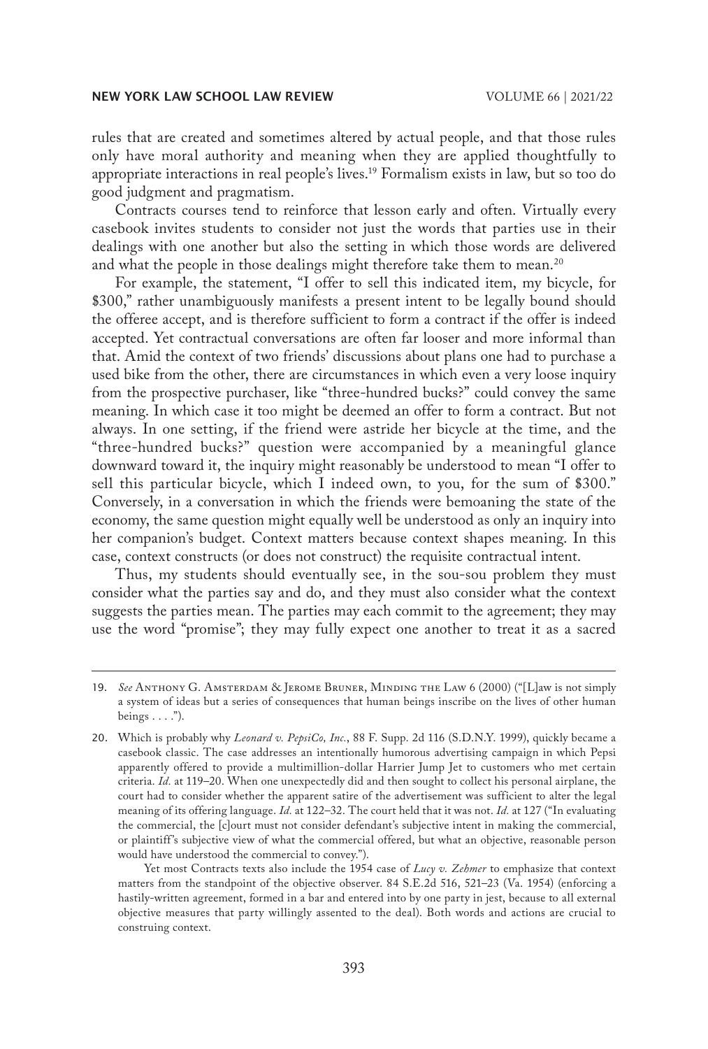rules that are created and sometimes altered by actual people, and that those rules only have moral authority and meaning when they are applied thoughtfully to appropriate interactions in real people's lives.[19] Formalism exists in law, but so too do good judgment and pragmatism.

Contracts courses tend to reinforce that lesson early and often. Virtually every casebook invites students to consider not just the words that parties use in their dealings with one another but also the setting in which those words are delivered and what the people in those dealings might therefore take them to mean.[20]

For example, the statement, "I offer to sell this indicated item, my bicycle, for $300," rather unambiguously manifests a present intent to be legally bound should the offeree accept, and is therefore sufficient to form a contract if the offer is indeed accepted. Yet contractual conversations are often far looser and more informal than that. Amid the context of two friends' discussions about plans one had to purchase a used bike from the other, there are circumstances in which even a very loose inquiry from the prospective purchaser, like "three-hundred bucks?" could convey the same meaning. In which case it too might be deemed an offer to form a contract. But not always. In one setting, if the friend were astride her bicycle at the time, and the "three-hundred bucks?" question were accompanied by a meaningful glance downward toward it, the inquiry might reasonably be understood to mean "I offer to sell this particular bicycle, which I indeed own, to you, for the sum of $300." Conversely, in a conversation in which the friends were bemoaning the state of the economy, the same question might equally well be understood as only an inquiry into her companion's budget. Context matters because context shapes meaning. In this case, context constructs (or does not construct) the requisite contractual intent.

Thus, my students should eventually see, in the sou-sou problem they must consider what the parties say and do, and they must also consider what the context suggests the parties mean. The parties may each commit to the agreement; they may use the word "promise"; they may fully expect one another to treat it as a sacred

---

19. *See* Anthony G. Amsterdam & Jerome Bruner, Minding the Law 6 (2000) ("[L]aw is not simply a system of ideas but a series of consequences that human beings inscribe on the lives of other human beings . . . .").

20. Which is probably why *Leonard v. PepsiCo, Inc.*, 88 F. Supp. 2d 116 (S.D.N.Y. 1999), quickly became a casebook classic. The case addresses an intentionally humorous advertising campaign in which Pepsi apparently offered to provide a multimillion-dollar Harrier Jump Jet to customers who met certain criteria. *Id.* at 119–20. When one unexpectedly did and then sought to collect his personal airplane, the court had to consider whether the apparent satire of the advertisement was sufficient to alter the legal meaning of its offering language. *Id.* at 122–32. The court held that it was not. *Id.* at 127 ("In evaluating the commercial, the [c]ourt must not consider defendant's subjective intent in making the commercial, or plaintiff's subjective view of what the commercial offered, but what an objective, reasonable person would have understood the commercial to convey.").

    Yet most Contracts texts also include the 1954 case of *Lucy v. Zehmer* to emphasize that context matters from the standpoint of the objective observer. 84 S.E.2d 516, 521–23 (Va. 1954) (enforcing a hastily-written agreement, formed in a bar and entered into by one party in jest, because to all external objective measures that party willingly assented to the deal). Both words and actions are crucial to construing context.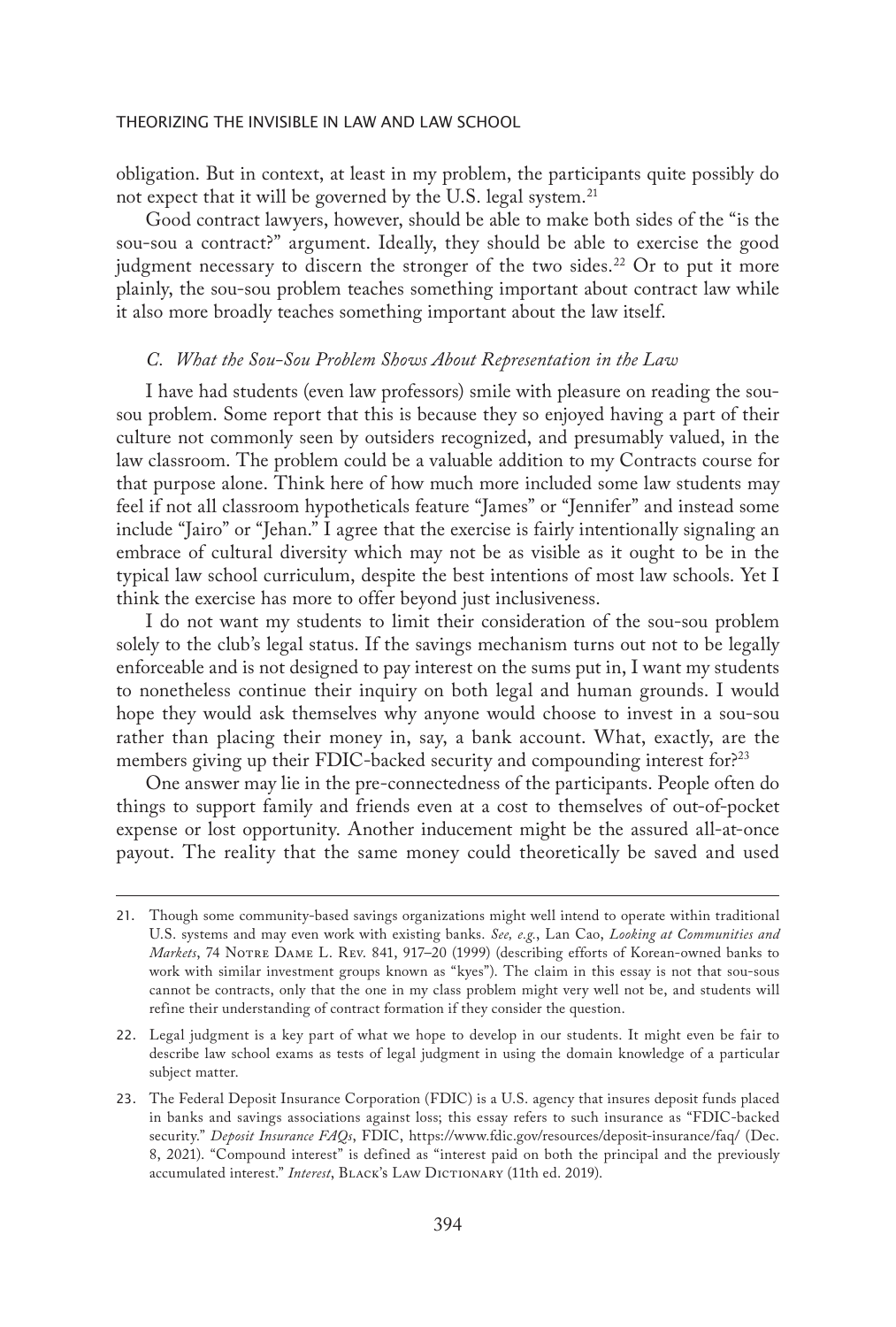obligation. But in context, at least in my problem, the participants quite possibly do not expect that it will be governed by the U.S. legal system.[21]

Good contract lawyers, however, should be able to make both sides of the "is the sou-sou a contract?" argument. Ideally, they should be able to exercise the good judgment necessary to discern the stronger of the two sides.[22] Or to put it more plainly, the sou-sou problem teaches something important about contract law while it also more broadly teaches something important about the law itself.

### *C. What the Sou-Sou Problem Shows About Representation in the Law*

I have had students (even law professors) smile with pleasure on reading the sou-sou problem. Some report that this is because they so enjoyed having a part of their culture not commonly seen by outsiders recognized, and presumably valued, in the law classroom. The problem could be a valuable addition to my Contracts course for that purpose alone. Think here of how much more included some law students may feel if not all classroom hypotheticals feature "James" or "Jennifer" and instead some include "Jairo" or "Jehan." I agree that the exercise is fairly intentionally signaling an embrace of cultural diversity which may not be as visible as it ought to be in the typical law school curriculum, despite the best intentions of most law schools. Yet I think the exercise has more to offer beyond just inclusiveness.

I do not want my students to limit their consideration of the sou-sou problem solely to the club's legal status. If the savings mechanism turns out not to be legally enforceable and is not designed to pay interest on the sums put in, I want my students to nonetheless continue their inquiry on both legal and human grounds. I would hope they would ask themselves why anyone would choose to invest in a sou-sou rather than placing their money in, say, a bank account. What, exactly, are the members giving up their FDIC-backed security and compounding interest for?[23]

One answer may lie in the pre-connectedness of the participants. People often do things to support family and friends even at a cost to themselves of out-of-pocket expense or lost opportunity. Another inducement might be the assured all-at-once payout. The reality that the same money could theoretically be saved and used

---

21. Though some community-based savings organizations might well intend to operate within traditional U.S. systems and may even work with existing banks. *See, e.g.*, Lan Cao, *Looking at Communities and Markets*, 74 Notre Dame L. Rev. 841, 917–20 (1999) (describing efforts of Korean-owned banks to work with similar investment groups known as "kyes"). The claim in this essay is not that sou-sous cannot be contracts, only that the one in my class problem might very well not be, and students will refine their understanding of contract formation if they consider the question.

22. Legal judgment is a key part of what we hope to develop in our students. It might even be fair to describe law school exams as tests of legal judgment in using the domain knowledge of a particular subject matter.

23. The Federal Deposit Insurance Corporation (FDIC) is a U.S. agency that insures deposit funds placed in banks and savings associations against loss; this essay refers to such insurance as "FDIC-backed security." *Deposit Insurance FAQs*, FDIC, https://www.fdic.gov/resources/deposit-insurance/faq/ (Dec. 8, 2021). "Compound interest" is defined as "interest paid on both the principal and the previously accumulated interest." *Interest*, Black's Law Dictionary (11th ed. 2019).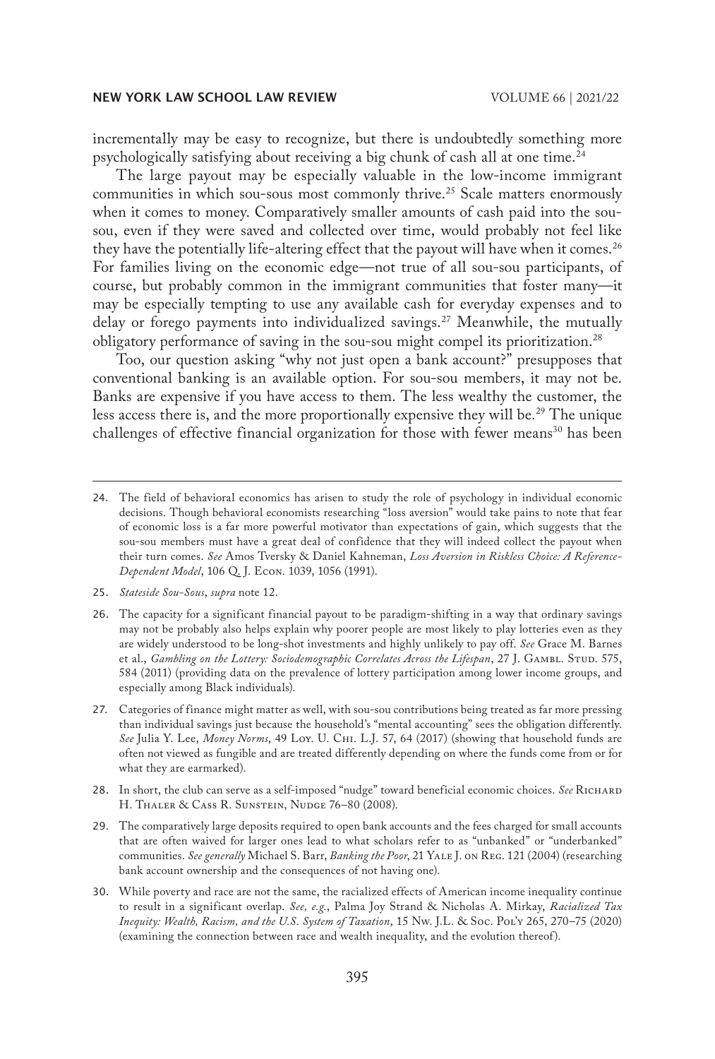incrementally may be easy to recognize, but there is undoubtedly something more psychologically satisfying about receiving a big chunk of cash all at one time.[24]

The large payout may be especially valuable in the low-income immigrant communities in which sou-sous most commonly thrive.[25] Scale matters enormously when it comes to money. Comparatively smaller amounts of cash paid into the sou-sou, even if they were saved and collected over time, would probably not feel like they have the potentially life-altering effect that the payout will have when it comes.[26] For families living on the economic edge—not true of all sou-sou participants, of course, but probably common in the immigrant communities that foster many—it may be especially tempting to use any available cash for everyday expenses and to delay or forego payments into individualized savings.[27] Meanwhile, the mutually obligatory performance of saving in the sou-sou might compel its prioritization.[28]

Too, our question asking "why not just open a bank account?" presupposes that conventional banking is an available option. For sou-sou members, it may not be. Banks are expensive if you have access to them. The less wealthy the customer, the less access there is, and the more proportionally expensive they will be.[29] The unique challenges of effective financial organization for those with fewer means[30] has been

---

24. The field of behavioral economics has arisen to study the role of psychology in individual economic decisions. Though behavioral economists researching "loss aversion" would take pains to note that fear of economic loss is a far more powerful motivator than expectations of gain, which suggests that the sou-sou members must have a great deal of confidence that they will indeed collect the payout when their turn comes. *See* Amos Tversky & Daniel Kahneman, *Loss Aversion in Riskless Choice: A Reference-Dependent Model*, 106 Q. J. Econ. 1039, 1056 (1991).

25. *Stateside Sou-Sous*, *supra* note 12.

26. The capacity for a significant financial payout to be paradigm-shifting in a way that ordinary savings may not be probably also helps explain why poorer people are most likely to play lotteries even as they are widely understood to be long-shot investments and highly unlikely to pay off. *See* Grace M. Barnes et al., *Gambling on the Lottery: Sociodemographic Correlates Across the Lifespan*, 27 J. Gambl. Stud. 575, 584 (2011) (providing data on the prevalence of lottery participation among lower income groups, and especially among Black individuals).

27. Categories of finance might matter as well, with sou-sou contributions being treated as far more pressing than individual savings just because the household's "mental accounting" sees the obligation differently. *See* Julia Y. Lee, *Money Norms*, 49 Loy. U. Chi. L.J. 57, 64 (2017) (showing that household funds are often not viewed as fungible and are treated differently depending on where the funds come from or for what they are earmarked).

28. In short, the club can serve as a self-imposed "nudge" toward beneficial economic choices. *See* Richard H. Thaler & Cass R. Sunstein, Nudge 76–80 (2008).

29. The comparatively large deposits required to open bank accounts and the fees charged for small accounts that are often waived for larger ones lead to what scholars refer to as "unbanked" or "underbanked" communities. *See generally* Michael S. Barr, *Banking the Poor*, 21 Yale J. on Reg. 121 (2004) (researching bank account ownership and the consequences of not having one).

30. While poverty and race are not the same, the racialized effects of American income inequality continue to result in a significant overlap. *See, e.g.*, Palma Joy Strand & Nicholas A. Mirkay, *Racialized Tax Inequity: Wealth, Racism, and the U.S. System of Taxation*, 15 Nw. J.L. & Soc. Pol'y 265, 270–75 (2020) (examining the connection between race and wealth inequality, and the evolution thereof).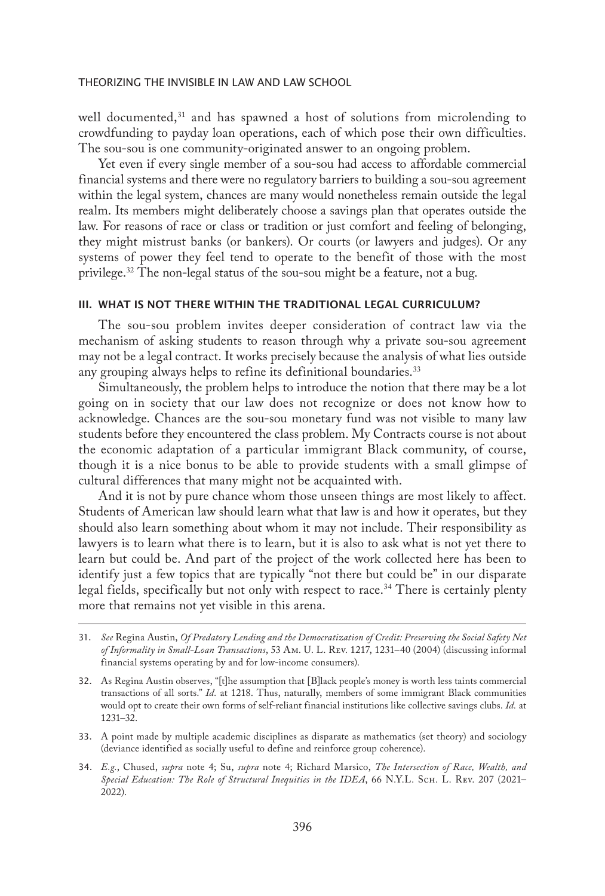well documented,[31] and has spawned a host of solutions from microlending to crowdfunding to payday loan operations, each of which pose their own difficulties. The sou-sou is one community-originated answer to an ongoing problem.

Yet even if every single member of a sou-sou had access to affordable commercial financial systems and there were no regulatory barriers to building a sou-sou agreement within the legal system, chances are many would nonetheless remain outside the legal realm. Its members might deliberately choose a savings plan that operates outside the law. For reasons of race or class or tradition or just comfort and feeling of belonging, they might mistrust banks (or bankers). Or courts (or lawyers and judges). Or any systems of power they feel tend to operate to the benefit of those with the most privilege.[32] The non-legal status of the sou-sou might be a feature, not a bug.

## III. WHAT IS NOT THERE WITHIN THE TRADITIONAL LEGAL CURRICULUM?

The sou-sou problem invites deeper consideration of contract law via the mechanism of asking students to reason through why a private sou-sou agreement may not be a legal contract. It works precisely because the analysis of what lies outside any grouping always helps to refine its definitional boundaries.[33]

Simultaneously, the problem helps to introduce the notion that there may be a lot going on in society that our law does not recognize or does not know how to acknowledge. Chances are the sou-sou monetary fund was not visible to many law students before they encountered the class problem. My Contracts course is not about the economic adaptation of a particular immigrant Black community, of course, though it is a nice bonus to be able to provide students with a small glimpse of cultural differences that many might not be acquainted with.

And it is not by pure chance whom those unseen things are most likely to affect. Students of American law should learn what that law is and how it operates, but they should also learn something about whom it may not include. Their responsibility as lawyers is to learn what there is to learn, but it is also to ask what is not yet there to learn but could be. And part of the project of the work collected here has been to identify just a few topics that are typically "not there but could be" in our disparate legal fields, specifically but not only with respect to race.[34] There is certainly plenty more that remains not yet visible in this arena.

---

31. *See* Regina Austin, *Of Predatory Lending and the Democratization of Credit: Preserving the Social Safety Net of Informality in Small-Loan Transactions*, 53 Am. U. L. Rev. 1217, 1231–40 (2004) (discussing informal financial systems operating by and for low-income consumers).

32. As Regina Austin observes, "[t]he assumption that [B]lack people's money is worth less taints commercial transactions of all sorts." *Id.* at 1218. Thus, naturally, members of some immigrant Black communities would opt to create their own forms of self-reliant financial institutions like collective savings clubs. *Id.* at 1231–32.

33. A point made by multiple academic disciplines as disparate as mathematics (set theory) and sociology (deviance identified as socially useful to define and reinforce group coherence).

34. *E.g.*, Chused, *supra* note 4; Su, *supra* note 4; Richard Marsico, *The Intersection of Race, Wealth, and Special Education: The Role of Structural Inequities in the IDEA*, 66 N.Y.L. Sch. L. Rev. 207 (2021–2022).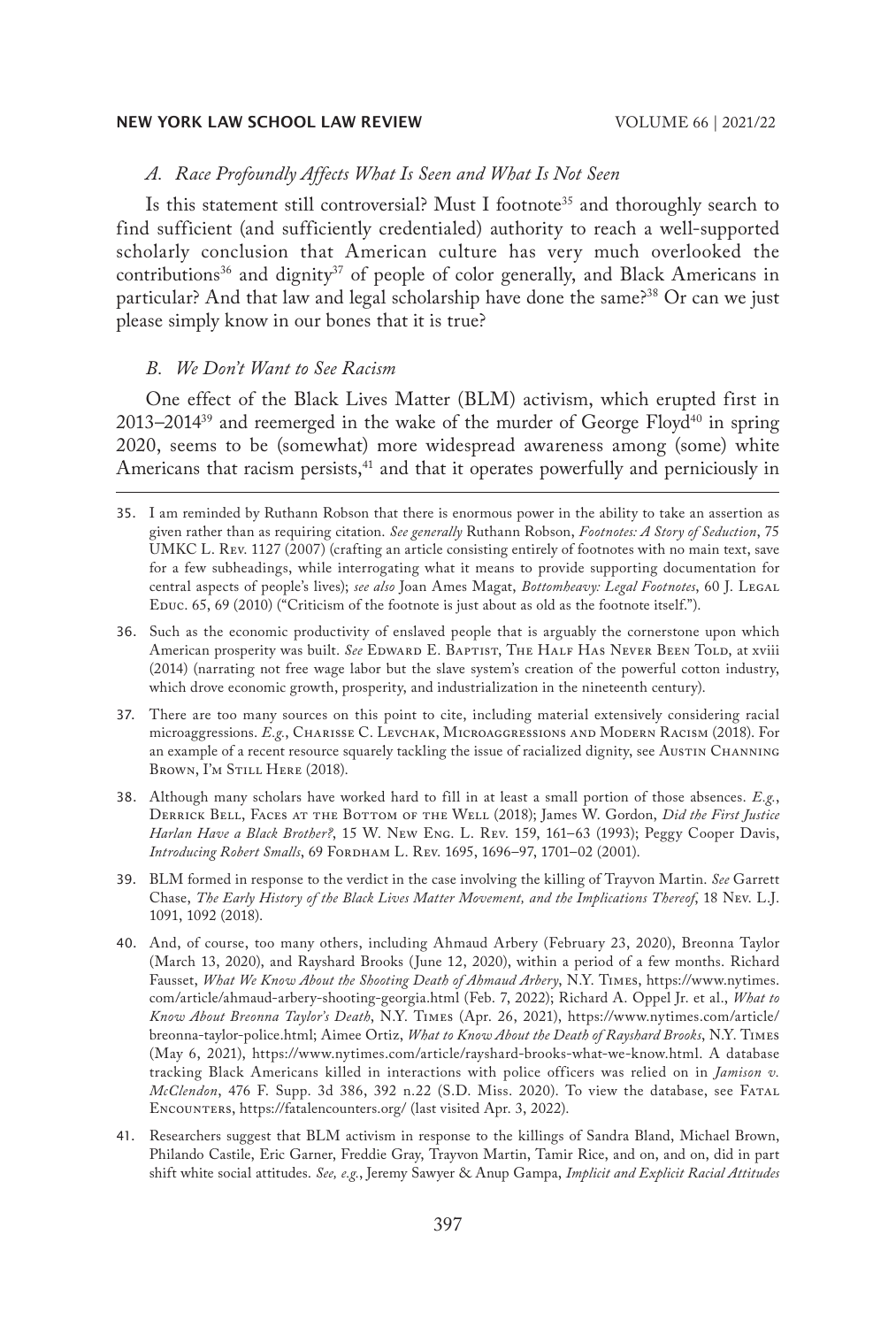### *A. Race Profoundly Affects What Is Seen and What Is Not Seen*

Is this statement still controversial? Must I footnote[35] and thoroughly search to find sufficient (and sufficiently credentialed) authority to reach a well-supported scholarly conclusion that American culture has very much overlooked the contributions[36] and dignity[37] of people of color generally, and Black Americans in particular? And that law and legal scholarship have done the same?[38] Or can we just please simply know in our bones that it is true?

### *B. We Don't Want to See Racism*

One effect of the Black Lives Matter (BLM) activism, which erupted first in 2013–2014[39] and reemerged in the wake of the murder of George Floyd[40] in spring 2020, seems to be (somewhat) more widespread awareness among (some) white Americans that racism persists,[41] and that it operates powerfully and perniciously in

---

35. I am reminded by Ruthann Robson that there is enormous power in the ability to take an assertion as given rather than as requiring citation. *See generally* Ruthann Robson, *Footnotes: A Story of Seduction*, 75 UMKC L. Rev. 1127 (2007) (crafting an article consisting entirely of footnotes with no main text, save for a few subheadings, while interrogating what it means to provide supporting documentation for central aspects of people's lives); *see also* Joan Ames Magat, *Bottomheavy: Legal Footnotes*, 60 J. Legal Educ. 65, 69 (2010) ("Criticism of the footnote is just about as old as the footnote itself.").

36. Such as the economic productivity of enslaved people that is arguably the cornerstone upon which American prosperity was built. *See* Edward E. Baptist, The Half Has Never Been Told, at xviii (2014) (narrating not free wage labor but the slave system's creation of the powerful cotton industry, which drove economic growth, prosperity, and industrialization in the nineteenth century).

37. There are too many sources on this point to cite, including material extensively considering racial microaggressions. *E.g.*, Charisse C. Levchak, Microaggressions and Modern Racism (2018). For an example of a recent resource squarely tackling the issue of racialized dignity, see Austin Channing Brown, I'm Still Here (2018).

38. Although many scholars have worked hard to fill in at least a small portion of those absences. *E.g.*, Derrick Bell, Faces at the Bottom of the Well (2018); James W. Gordon, *Did the First Justice Harlan Have a Black Brother?*, 15 W. New Eng. L. Rev. 159, 161–63 (1993); Peggy Cooper Davis, *Introducing Robert Smalls*, 69 Fordham L. Rev. 1695, 1696–97, 1701–02 (2001).

39. BLM formed in response to the verdict in the case involving the killing of Trayvon Martin. *See* Garrett Chase, *The Early History of the Black Lives Matter Movement, and the Implications Thereof*, 18 Nev. L.J. 1091, 1092 (2018).

40. And, of course, too many others, including Ahmaud Arbery (February 23, 2020), Breonna Taylor (March 13, 2020), and Rayshard Brooks (June 12, 2020), within a period of a few months. Richard Fausset, *What We Know About the Shooting Death of Ahmaud Arbery*, N.Y. Times, https://www.nytimes.com/article/ahmaud-arbery-shooting-georgia.html (Feb. 7, 2022); Richard A. Oppel Jr. et al., *What to Know About Breonna Taylor's Death*, N.Y. Times (Apr. 26, 2021), https://www.nytimes.com/article/breonna-taylor-police.html; Aimee Ortiz, *What to Know About the Death of Rayshard Brooks*, N.Y. Times (May 6, 2021), https://www.nytimes.com/article/rayshard-brooks-what-we-know.html. A database tracking Black Americans killed in interactions with police officers was relied on in *Jamison v. McClendon*, 476 F. Supp. 3d 386, 392 n.22 (S.D. Miss. 2020). To view the database, see Fatal Encounters, https://fatalencounters.org/ (last visited Apr. 3, 2022).

41. Researchers suggest that BLM activism in response to the killings of Sandra Bland, Michael Brown, Philando Castile, Eric Garner, Freddie Gray, Trayvon Martin, Tamir Rice, and on, and on, did in part shift white social attitudes. *See, e.g.*, Jeremy Sawyer & Anup Gampa, *Implicit and Explicit Racial Attitudes*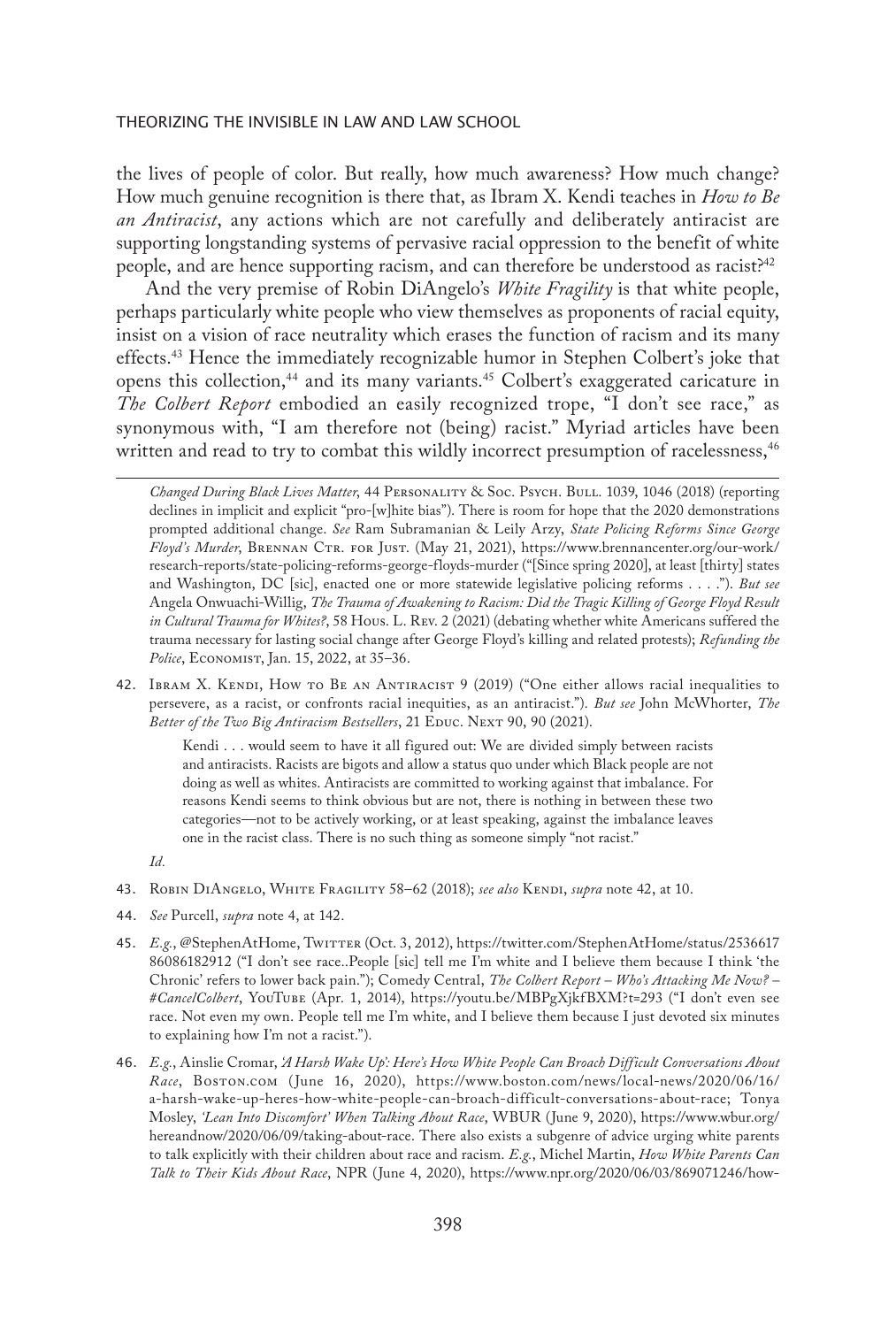the lives of people of color. But really, how much awareness? How much change? How much genuine recognition is there that, as Ibram X. Kendi teaches in *How to Be an Antiracist*, any actions which are not carefully and deliberately antiracist are supporting longstanding systems of pervasive racial oppression to the benefit of white people, and are hence supporting racism, and can therefore be understood as racist?[42]

And the very premise of Robin DiAngelo's *White Fragility* is that white people, perhaps particularly white people who view themselves as proponents of racial equity, insist on a vision of race neutrality which erases the function of racism and its many effects.[43] Hence the immediately recognizable humor in Stephen Colbert's joke that opens this collection,[44] and its many variants.[45] Colbert's exaggerated caricature in *The Colbert Report* embodied an easily recognized trope, "I don't see race," as synonymous with, "I am therefore not (being) racist." Myriad articles have been written and read to try to combat this wildly incorrect presumption of racelessness,[46]

---

*Changed During Black Lives Matter*, 44 Personality & Soc. Psych. Bull. 1039, 1046 (2018) (reporting declines in implicit and explicit "pro-[w]hite bias"). There is room for hope that the 2020 demonstrations prompted additional change. *See* Ram Subramanian & Leily Arzy, *State Policing Reforms Since George Floyd's Murder*, Brennan Ctr. for Just. (May 21, 2021), https://www.brennancenter.org/our-work/research-reports/state-policing-reforms-george-floyds-murder ("[Since spring 2020], at least [thirty] states and Washington, DC [sic], enacted one or more statewide legislative policing reforms . . . ."). *But see* Angela Onwuachi-Willig, *The Trauma of Awakening to Racism: Did the Tragic Killing of George Floyd Result in Cultural Trauma for Whites?*, 58 Hous. L. Rev. 2 (2021) (debating whether white Americans suffered the trauma necessary for lasting social change after George Floyd's killing and related protests); *Refunding the Police*, Economist, Jan. 15, 2022, at 35–36.

42. Ibram X. Kendi, How to Be an Antiracist 9 (2019) ("One either allows racial inequalities to persevere, as a racist, or confronts racial inequities, as an antiracist."). *But see* John McWhorter, *The Better of the Two Big Antiracism Bestsellers*, 21 Educ. Next 90, 90 (2021).

> Kendi . . . would seem to have it all figured out: We are divided simply between racists and antiracists. Racists are bigots and allow a status quo under which Black people are not doing as well as whites. Antiracists are committed to working against that imbalance. For reasons Kendi seems to think obvious but are not, there is nothing in between these two categories—not to be actively working, or at least speaking, against the imbalance leaves one in the racist class. There is no such thing as someone simply "not racist."

*Id.*

43. Robin DiAngelo, White Fragility 58–62 (2018); *see also* Kendi, *supra* note 42, at 10.

44. *See* Purcell, *supra* note 4, at 142.

45. *E.g.*, @StephenAtHome, Twitter (Oct. 3, 2012), https://twitter.com/StephenAtHome/status/253661786086182912 ("I don't see race..People [sic] tell me I'm white and I believe them because I think 'the Chronic' refers to lower back pain."); Comedy Central, *The Colbert Report – Who's Attacking Me Now? – #CancelColbert*, YouTube (Apr. 1, 2014), https://youtu.be/MBPgXjkfBXM?t=293 ("I don't even see race. Not even my own. People tell me I'm white, and I believe them because I just devoted six minutes to explaining how I'm not a racist.").

46. *E.g.*, Ainslie Cromar, *'A Harsh Wake Up': Here's How White People Can Broach Difficult Conversations About Race*, Boston.com (June 16, 2020), https://www.boston.com/news/local-news/2020/06/16/a-harsh-wake-up-heres-how-white-people-can-broach-difficult-conversations-about-race; Tonya Mosley, *'Lean Into Discomfort' When Talking About Race*, WBUR (June 9, 2020), https://www.wbur.org/hereandnow/2020/06/09/taking-about-race. There also exists a subgenre of advice urging white parents to talk explicitly with their children about race and racism. *E.g.*, Michel Martin, *How White Parents Can Talk to Their Kids About Race*, NPR (June 4, 2020), https://www.npr.org/2020/06/03/869071246/how-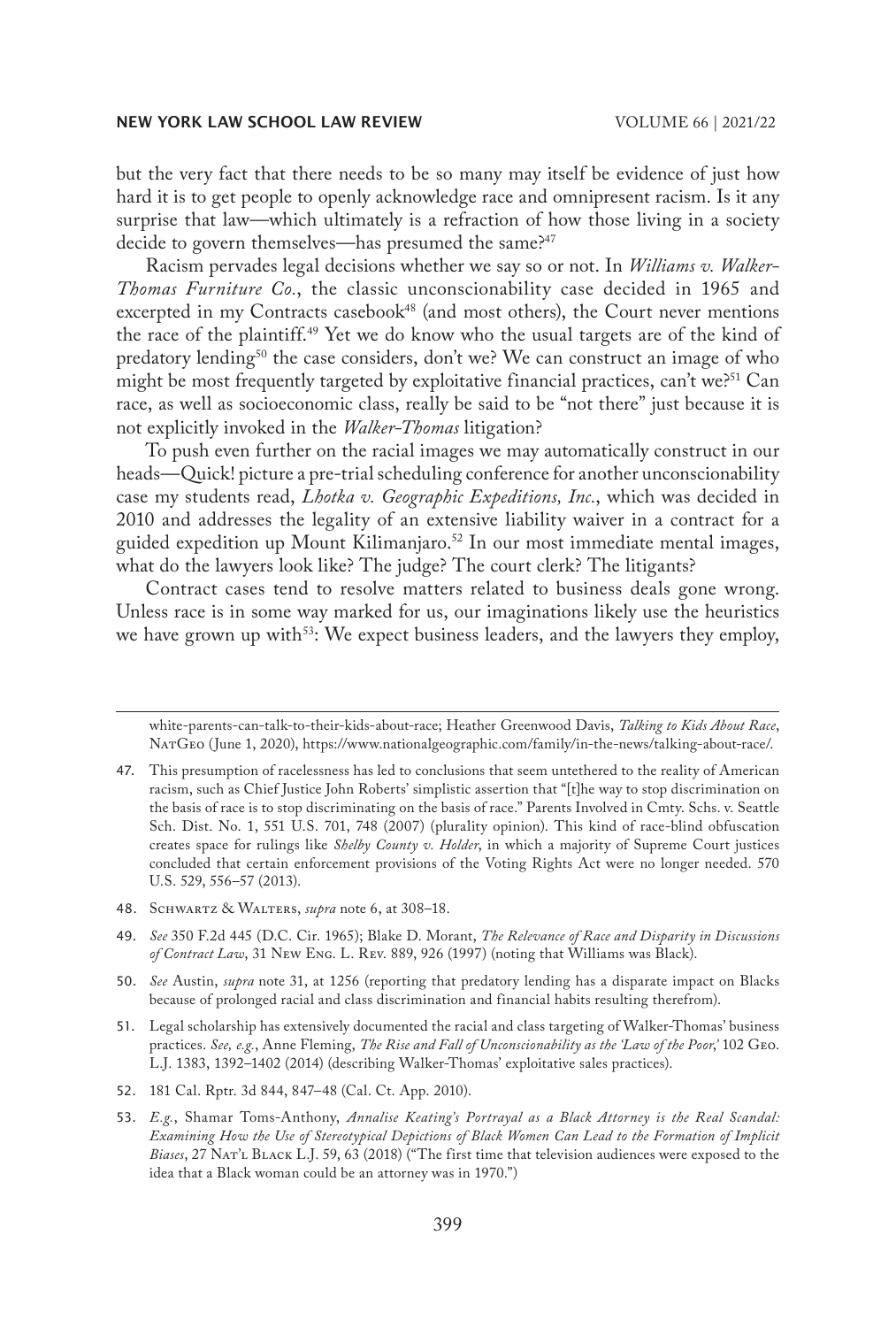but the very fact that there needs to be so many may itself be evidence of just how hard it is to get people to openly acknowledge race and omnipresent racism. Is it any surprise that law—which ultimately is a refraction of how those living in a society decide to govern themselves—has presumed the same?[47]

Racism pervades legal decisions whether we say so or not. In *Williams v. Walker-Thomas Furniture Co.*, the classic unconscionability case decided in 1965 and excerpted in my Contracts casebook[48] (and most others), the Court never mentions the race of the plaintiff.[49] Yet we do know who the usual targets are of the kind of predatory lending[50] the case considers, don't we? We can construct an image of who might be most frequently targeted by exploitative financial practices, can't we?[51] Can race, as well as socioeconomic class, really be said to be "not there" just because it is not explicitly invoked in the *Walker-Thomas* litigation?

To push even further on the racial images we may automatically construct in our heads—Quick! picture a pre-trial scheduling conference for another unconscionability case my students read, *Lhotka v. Geographic Expeditions, Inc.*, which was decided in 2010 and addresses the legality of an extensive liability waiver in a contract for a guided expedition up Mount Kilimanjaro.[52] In our most immediate mental images, what do the lawyers look like? The judge? The court clerk? The litigants?

Contract cases tend to resolve matters related to business deals gone wrong. Unless race is in some way marked for us, our imaginations likely use the heuristics we have grown up with[53]: We expect business leaders, and the lawyers they employ,

---

white-parents-can-talk-to-their-kids-about-race; Heather Greenwood Davis, *Talking to Kids About Race*, NatGeo (June 1, 2020), https://www.nationalgeographic.com/family/in-the-news/talking-about-race/.

47. This presumption of racelessness has led to conclusions that seem untethered to the reality of American racism, such as Chief Justice John Roberts' simplistic assertion that "[t]he way to stop discrimination on the basis of race is to stop discriminating on the basis of race." Parents Involved in Cmty. Schs. v. Seattle Sch. Dist. No. 1, 551 U.S. 701, 748 (2007) (plurality opinion). This kind of race-blind obfuscation creates space for rulings like *Shelby County v. Holder*, in which a majority of Supreme Court justices concluded that certain enforcement provisions of the Voting Rights Act were no longer needed. 570 U.S. 529, 556–57 (2013).

48. Schwartz & Walters, *supra* note 6, at 308–18.

49. *See* 350 F.2d 445 (D.C. Cir. 1965); Blake D. Morant, *The Relevance of Race and Disparity in Discussions of Contract Law*, 31 New Eng. L. Rev. 889, 926 (1997) (noting that Williams was Black).

50. *See* Austin, *supra* note 31, at 1256 (reporting that predatory lending has a disparate impact on Blacks because of prolonged racial and class discrimination and financial habits resulting therefrom).

51. Legal scholarship has extensively documented the racial and class targeting of Walker-Thomas' business practices. *See, e.g.*, Anne Fleming, *The Rise and Fall of Unconscionability as the 'Law of the Poor*,' 102 Geo. L.J. 1383, 1392–1402 (2014) (describing Walker-Thomas' exploitative sales practices).

52. 181 Cal. Rptr. 3d 844, 847–48 (Cal. Ct. App. 2010).

53. *E.g.*, Shamar Toms-Anthony, *Annalise Keating's Portrayal as a Black Attorney is the Real Scandal: Examining How the Use of Stereotypical Depictions of Black Women Can Lead to the Formation of Implicit Biases*, 27 Nat'l Black L.J. 59, 63 (2018) ("The first time that television audiences were exposed to the idea that a Black woman could be an attorney was in 1970.")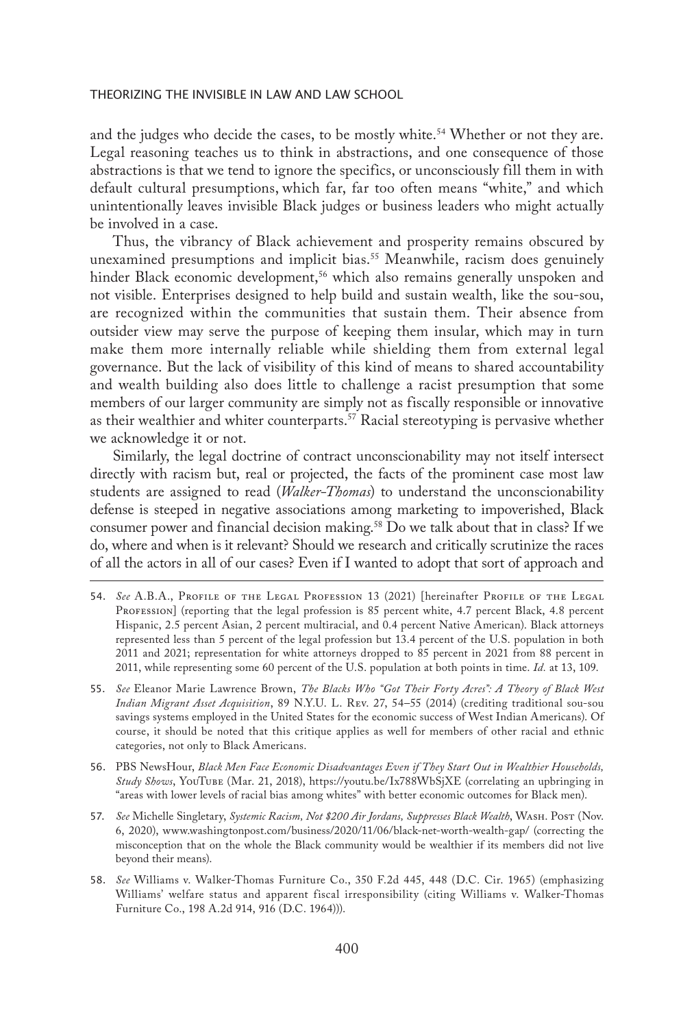and the judges who decide the cases, to be mostly white.[54] Whether or not they are. Legal reasoning teaches us to think in abstractions, and one consequence of those abstractions is that we tend to ignore the specifics, or unconsciously fill them in with default cultural presumptions, which far, far too often means "white," and which unintentionally leaves invisible Black judges or business leaders who might actually be involved in a case.

Thus, the vibrancy of Black achievement and prosperity remains obscured by unexamined presumptions and implicit bias.[55] Meanwhile, racism does genuinely hinder Black economic development,[56] which also remains generally unspoken and not visible. Enterprises designed to help build and sustain wealth, like the sou-sou, are recognized within the communities that sustain them. Their absence from outsider view may serve the purpose of keeping them insular, which may in turn make them more internally reliable while shielding them from external legal governance. But the lack of visibility of this kind of means to shared accountability and wealth building also does little to challenge a racist presumption that some members of our larger community are simply not as fiscally responsible or innovative as their wealthier and whiter counterparts.[57] Racial stereotyping is pervasive whether we acknowledge it or not.

Similarly, the legal doctrine of contract unconscionability may not itself intersect directly with racism but, real or projected, the facts of the prominent case most law students are assigned to read (*Walker-Thomas*) to understand the unconscionability defense is steeped in negative associations among marketing to impoverished, Black consumer power and financial decision making.[58] Do we talk about that in class? If we do, where and when is it relevant? Should we research and critically scrutinize the races of all the actors in all of our cases? Even if I wanted to adopt that sort of approach and

---

54. *See* A.B.A., Profile of the Legal Profession 13 (2021) [hereinafter Profile of the Legal Profession] (reporting that the legal profession is 85 percent white, 4.7 percent Black, 4.8 percent Hispanic, 2.5 percent Asian, 2 percent multiracial, and 0.4 percent Native American). Black attorneys represented less than 5 percent of the legal profession but 13.4 percent of the U.S. population in both 2011 and 2021; representation for white attorneys dropped to 85 percent in 2021 from 88 percent in 2011, while representing some 60 percent of the U.S. population at both points in time. *Id.* at 13, 109.

55. *See* Eleanor Marie Lawrence Brown, *The Blacks Who "Got Their Forty Acres": A Theory of Black West Indian Migrant Asset Acquisition*, 89 N.Y.U. L. Rev. 27, 54–55 (2014) (crediting traditional sou-sou savings systems employed in the United States for the economic success of West Indian Americans). Of course, it should be noted that this critique applies as well for members of other racial and ethnic categories, not only to Black Americans.

56. PBS NewsHour, *Black Men Face Economic Disadvantages Even if They Start Out in Wealthier Households, Study Shows*, YouTube (Mar. 21, 2018), https://youtu.be/Ix788WbSjXE (correlating an upbringing in "areas with lower levels of racial bias among whites" with better economic outcomes for Black men).

57. *See* Michelle Singletary, *Systemic Racism, Not $200 Air Jordans, Suppresses Black Wealth*, Wash. Post (Nov. 6, 2020), www.washingtonpost.com/business/2020/11/06/black-net-worth-wealth-gap/ (correcting the misconception that on the whole the Black community would be wealthier if its members did not live beyond their means).

58. *See* Williams v. Walker-Thomas Furniture Co., 350 F.2d 445, 448 (D.C. Cir. 1965) (emphasizing Williams' welfare status and apparent fiscal irresponsibility (citing Williams v. Walker-Thomas Furniture Co., 198 A.2d 914, 916 (D.C. 1964))).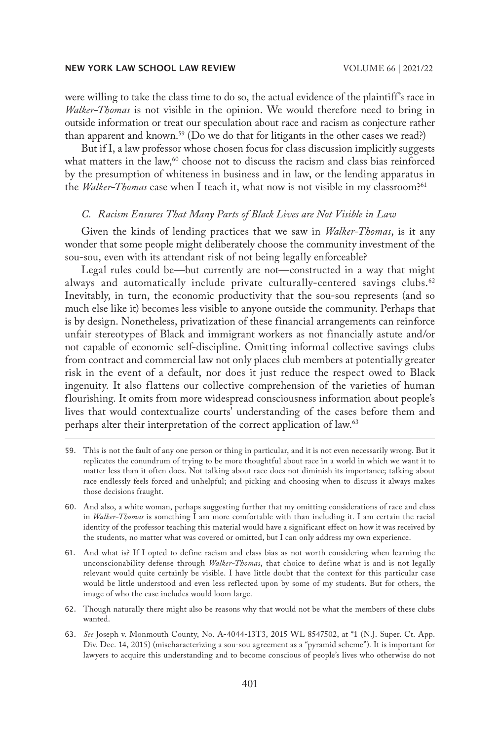were willing to take the class time to do so, the actual evidence of the plaintiff's race in *Walker-Thomas* is not visible in the opinion. We would therefore need to bring in outside information or treat our speculation about race and racism as conjecture rather than apparent and known.[59] (Do we do that for litigants in the other cases we read?)

But if I, a law professor whose chosen focus for class discussion implicitly suggests what matters in the law,[60] choose not to discuss the racism and class bias reinforced by the presumption of whiteness in business and in law, or the lending apparatus in the *Walker-Thomas* case when I teach it, what now is not visible in my classroom?[61]

### *C. Racism Ensures That Many Parts of Black Lives are Not Visible in Law*

Given the kinds of lending practices that we saw in *Walker-Thomas*, is it any wonder that some people might deliberately choose the community investment of the sou-sou, even with its attendant risk of not being legally enforceable?

Legal rules could be—but currently are not—constructed in a way that might always and automatically include private culturally-centered savings clubs.[62] Inevitably, in turn, the economic productivity that the sou-sou represents (and so much else like it) becomes less visible to anyone outside the community. Perhaps that is by design. Nonetheless, privatization of these financial arrangements can reinforce unfair stereotypes of Black and immigrant workers as not financially astute and/or not capable of economic self-discipline. Omitting informal collective savings clubs from contract and commercial law not only places club members at potentially greater risk in the event of a default, nor does it just reduce the respect owed to Black ingenuity. It also flattens our collective comprehension of the varieties of human flourishing. It omits from more widespread consciousness information about people's lives that would contextualize courts' understanding of the cases before them and perhaps alter their interpretation of the correct application of law.[63]

---

59. This is not the fault of any one person or thing in particular, and it is not even necessarily wrong. But it replicates the conundrum of trying to be more thoughtful about race in a world in which we want it to matter less than it often does. Not talking about race does not diminish its importance; talking about race endlessly feels forced and unhelpful; and picking and choosing when to discuss it always makes those decisions fraught.

60. And also, a white woman, perhaps suggesting further that my omitting considerations of race and class in *Walker-Thomas* is something I am more comfortable with than including it. I am certain the racial identity of the professor teaching this material would have a significant effect on how it was received by the students, no matter what was covered or omitted, but I can only address my own experience.

61. And what is? If I opted to define racism and class bias as not worth considering when learning the unconscionability defense through *Walker-Thomas*, that choice to define what is and is not legally relevant would quite certainly be visible. I have little doubt that the context for this particular case would be little understood and even less reflected upon by some of my students. But for others, the image of who the case includes would loom large.

62. Though naturally there might also be reasons why that would not be what the members of these clubs wanted.

63. *See* Joseph v. Monmouth County, No. A-4044-13T3, 2015 WL 8547502, at *1 (N.J. Super. Ct. App. Div. Dec. 14, 2015) (mischaracterizing a sou-sou agreement as a "pyramid scheme"). It is important for lawyers to acquire this understanding and to become conscious of people's lives who otherwise do not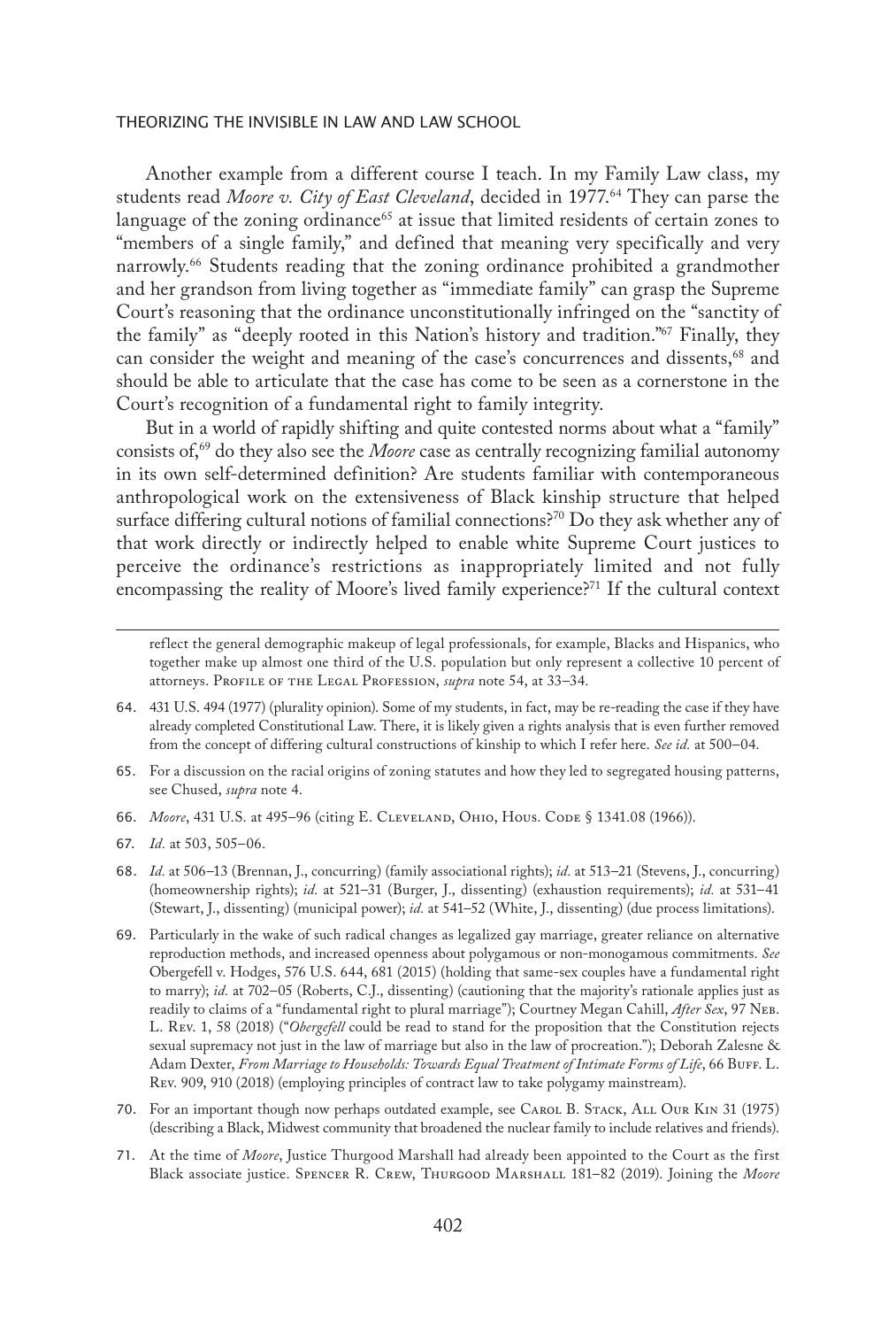Another example from a different course I teach. In my Family Law class, my students read *Moore v. City of East Cleveland*, decided in 1977.[64] They can parse the language of the zoning ordinance[65] at issue that limited residents of certain zones to "members of a single family," and defined that meaning very specifically and very narrowly.[66] Students reading that the zoning ordinance prohibited a grandmother and her grandson from living together as "immediate family" can grasp the Supreme Court's reasoning that the ordinance unconstitutionally infringed on the "sanctity of the family" as "deeply rooted in this Nation's history and tradition."[67] Finally, they can consider the weight and meaning of the case's concurrences and dissents,[68] and should be able to articulate that the case has come to be seen as a cornerstone in the Court's recognition of a fundamental right to family integrity.

But in a world of rapidly shifting and quite contested norms about what a "family" consists of,[69] do they also see the *Moore* case as centrally recognizing familial autonomy in its own self-determined definition? Are students familiar with contemporaneous anthropological work on the extensiveness of Black kinship structure that helped surface differing cultural notions of familial connections?[70] Do they ask whether any of that work directly or indirectly helped to enable white Supreme Court justices to perceive the ordinance's restrictions as inappropriately limited and not fully encompassing the reality of Moore's lived family experience?[71] If the cultural context

---

reflect the general demographic makeup of legal professionals, for example, Blacks and Hispanics, who together make up almost one third of the U.S. population but only represent a collective 10 percent of attorneys. Profile of the Legal Profession, *supra* note 54, at 33–34.

64. 431 U.S. 494 (1977) (plurality opinion). Some of my students, in fact, may be re-reading the case if they have already completed Constitutional Law. There, it is likely given a rights analysis that is even further removed from the concept of differing cultural constructions of kinship to which I refer here. *See id.* at 500–04.

65. For a discussion on the racial origins of zoning statutes and how they led to segregated housing patterns, see Chused, *supra* note 4.

66. *Moore*, 431 U.S. at 495–96 (citing E. Cleveland, Ohio, Hous. Code § 1341.08 (1966)).

67. *Id.* at 503, 505–06.

68. *Id.* at 506–13 (Brennan, J., concurring) (family associational rights); *id.* at 513–21 (Stevens, J., concurring) (homeownership rights); *id.* at 521–31 (Burger, J., dissenting) (exhaustion requirements); *id.* at 531–41 (Stewart, J., dissenting) (municipal power); *id.* at 541–52 (White, J., dissenting) (due process limitations).

69. Particularly in the wake of such radical changes as legalized gay marriage, greater reliance on alternative reproduction methods, and increased openness about polygamous or non-monogamous commitments. *See* Obergefell v. Hodges, 576 U.S. 644, 681 (2015) (holding that same-sex couples have a fundamental right to marry); *id.* at 702–05 (Roberts, C.J., dissenting) (cautioning that the majority's rationale applies just as readily to claims of a "fundamental right to plural marriage"); Courtney Megan Cahill, *After Sex*, 97 Neb. L. Rev. 1, 58 (2018) ("*Obergefell* could be read to stand for the proposition that the Constitution rejects sexual supremacy not just in the law of marriage but also in the law of procreation."); Deborah Zalesne & Adam Dexter, *From Marriage to Households: Towards Equal Treatment of Intimate Forms of Life*, 66 Buff. L. Rev. 909, 910 (2018) (employing principles of contract law to take polygamy mainstream).

70. For an important though now perhaps outdated example, see Carol B. Stack, All Our Kin 31 (1975) (describing a Black, Midwest community that broadened the nuclear family to include relatives and friends).

71. At the time of *Moore*, Justice Thurgood Marshall had already been appointed to the Court as the first Black associate justice. Spencer R. Crew, Thurgood Marshall 181–82 (2019). Joining the *Moore*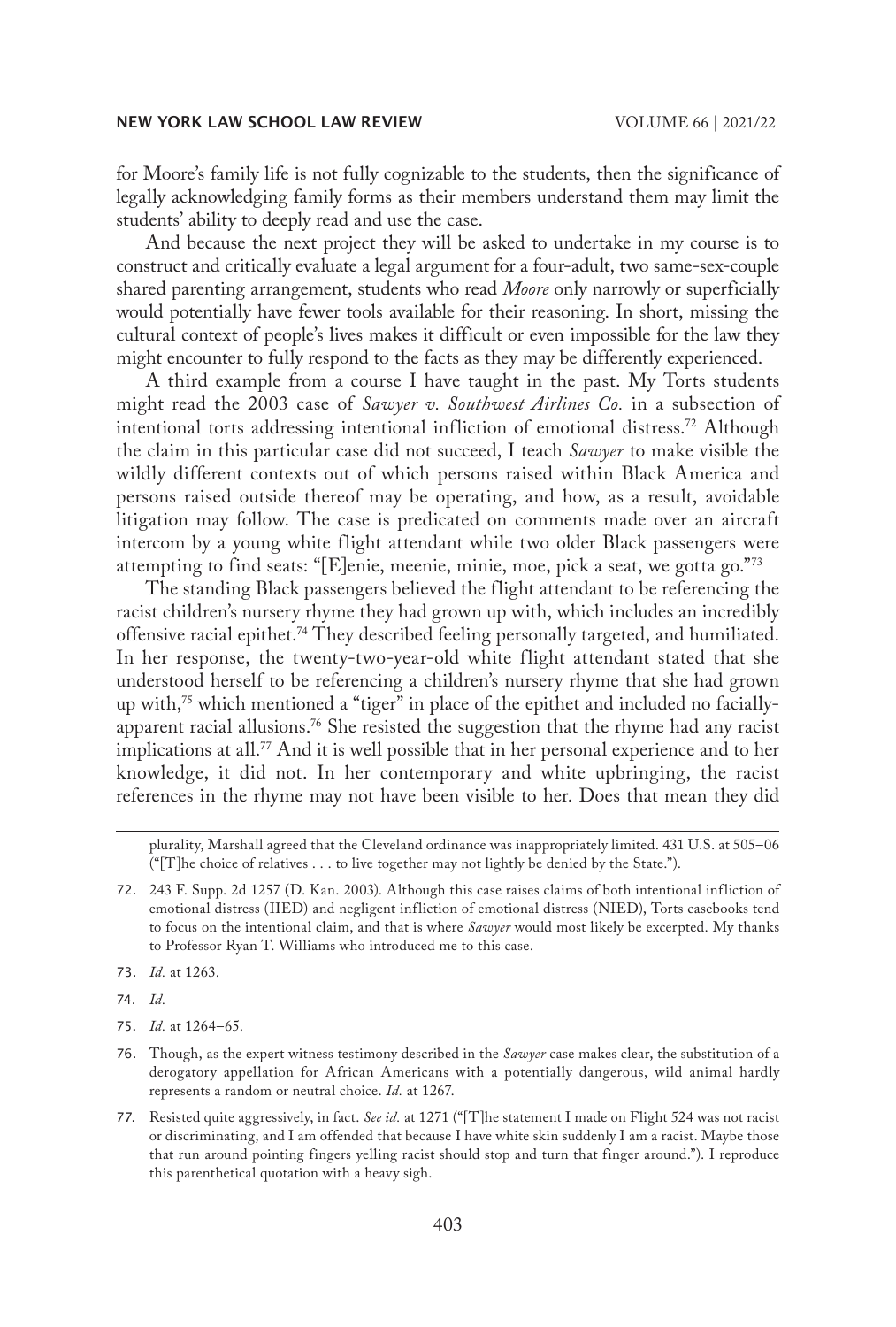for Moore's family life is not fully cognizable to the students, then the significance of legally acknowledging family forms as their members understand them may limit the students' ability to deeply read and use the case.

And because the next project they will be asked to undertake in my course is to construct and critically evaluate a legal argument for a four-adult, two same-sex-couple shared parenting arrangement, students who read *Moore* only narrowly or superficially would potentially have fewer tools available for their reasoning. In short, missing the cultural context of people's lives makes it difficult or even impossible for the law they might encounter to fully respond to the facts as they may be differently experienced.

A third example from a course I have taught in the past. My Torts students might read the 2003 case of *Sawyer v. Southwest Airlines Co.* in a subsection of intentional torts addressing intentional infliction of emotional distress.[72] Although the claim in this particular case did not succeed, I teach *Sawyer* to make visible the wildly different contexts out of which persons raised within Black America and persons raised outside thereof may be operating, and how, as a result, avoidable litigation may follow. The case is predicated on comments made over an aircraft intercom by a young white flight attendant while two older Black passengers were attempting to find seats: "[E]enie, meenie, minie, moe, pick a seat, we gotta go."[73]

The standing Black passengers believed the flight attendant to be referencing the racist children's nursery rhyme they had grown up with, which includes an incredibly offensive racial epithet.[74] They described feeling personally targeted, and humiliated. In her response, the twenty-two-year-old white flight attendant stated that she understood herself to be referencing a children's nursery rhyme that she had grown up with,[75] which mentioned a "tiger" in place of the epithet and included no facially-apparent racial allusions.[76] She resisted the suggestion that the rhyme had any racist implications at all.[77] And it is well possible that in her personal experience and to her knowledge, it did not. In her contemporary and white upbringing, the racist references in the rhyme may not have been visible to her. Does that mean they did

---

plurality, Marshall agreed that the Cleveland ordinance was inappropriately limited. 431 U.S. at 505–06 ("[T]he choice of relatives . . . to live together may not lightly be denied by the State.").

72. 243 F. Supp. 2d 1257 (D. Kan. 2003). Although this case raises claims of both intentional infliction of emotional distress (IIED) and negligent infliction of emotional distress (NIED), Torts casebooks tend to focus on the intentional claim, and that is where *Sawyer* would most likely be excerpted. My thanks to Professor Ryan T. Williams who introduced me to this case.

73. *Id.* at 1263.

74. *Id.*

75. *Id.* at 1264–65.

76. Though, as the expert witness testimony described in the *Sawyer* case makes clear, the substitution of a derogatory appellation for African Americans with a potentially dangerous, wild animal hardly represents a random or neutral choice. *Id.* at 1267.

77. Resisted quite aggressively, in fact. *See id.* at 1271 ("[T]he statement I made on Flight 524 was not racist or discriminating, and I am offended that because I have white skin suddenly I am a racist. Maybe those that run around pointing fingers yelling racist should stop and turn that finger around."). I reproduce this parenthetical quotation with a heavy sigh.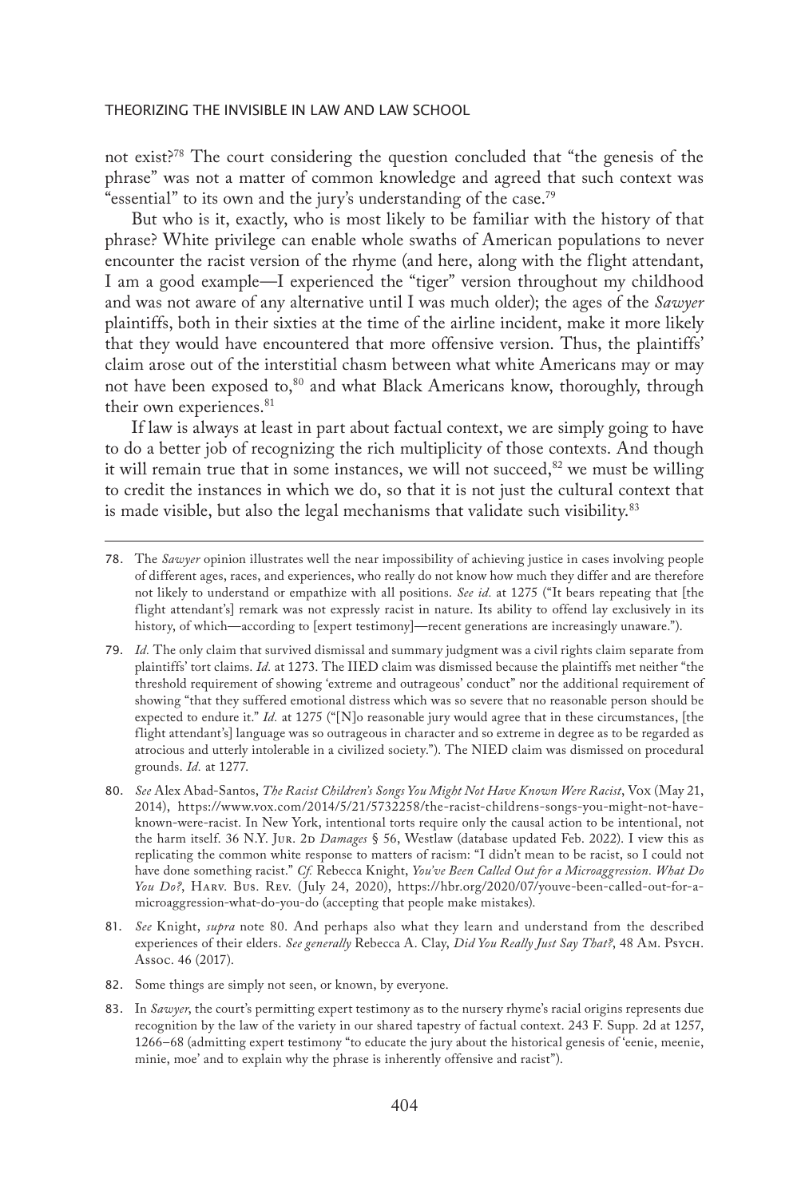not exist?[78] The court considering the question concluded that "the genesis of the phrase" was not a matter of common knowledge and agreed that such context was "essential" to its own and the jury's understanding of the case.[79]

But who is it, exactly, who is most likely to be familiar with the history of that phrase? White privilege can enable whole swaths of American populations to never encounter the racist version of the rhyme (and here, along with the flight attendant, I am a good example—I experienced the "tiger" version throughout my childhood and was not aware of any alternative until I was much older); the ages of the *Sawyer* plaintiffs, both in their sixties at the time of the airline incident, make it more likely that they would have encountered that more offensive version. Thus, the plaintiffs' claim arose out of the interstitial chasm between what white Americans may or may not have been exposed to,[80] and what Black Americans know, thoroughly, through their own experiences.[81]

If law is always at least in part about factual context, we are simply going to have to do a better job of recognizing the rich multiplicity of those contexts. And though it will remain true that in some instances, we will not succeed,[82] we must be willing to credit the instances in which we do, so that it is not just the cultural context that is made visible, but also the legal mechanisms that validate such visibility.[83]

---

78. The *Sawyer* opinion illustrates well the near impossibility of achieving justice in cases involving people of different ages, races, and experiences, who really do not know how much they differ and are therefore not likely to understand or empathize with all positions. *See id.* at 1275 ("It bears repeating that [the flight attendant's] remark was not expressly racist in nature. Its ability to offend lay exclusively in its history, of which—according to [expert testimony]—recent generations are increasingly unaware.").

79. *Id.* The only claim that survived dismissal and summary judgment was a civil rights claim separate from plaintiffs' tort claims. *Id.* at 1273. The IIED claim was dismissed because the plaintiffs met neither "the threshold requirement of showing 'extreme and outrageous' conduct" nor the additional requirement of showing "that they suffered emotional distress which was so severe that no reasonable person should be expected to endure it." *Id.* at 1275 ("[N]o reasonable jury would agree that in these circumstances, [the flight attendant's] language was so outrageous in character and so extreme in degree as to be regarded as atrocious and utterly intolerable in a civilized society."). The NIED claim was dismissed on procedural grounds. *Id.* at 1277.

80. *See* Alex Abad-Santos, *The Racist Children's Songs You Might Not Have Known Were Racist*, Vox (May 21, 2014), https://www.vox.com/2014/5/21/5732258/the-racist-childrens-songs-you-might-not-have-known-were-racist. In New York, intentional torts require only the causal action to be intentional, not the harm itself. 36 N.Y. Jur. 2d *Damages* § 56, Westlaw (database updated Feb. 2022). I view this as replicating the common white response to matters of racism: "I didn't mean to be racist, so I could not have done something racist." *Cf.* Rebecca Knight, *You've Been Called Out for a Microaggression. What Do You Do?*, Harv. Bus. Rev. (July 24, 2020), https://hbr.org/2020/07/youve-been-called-out-for-a-microaggression-what-do-you-do (accepting that people make mistakes).

81. *See* Knight, *supra* note 80. And perhaps also what they learn and understand from the described experiences of their elders. *See generally* Rebecca A. Clay, *Did You Really Just Say That?*, 48 Am. Psych. Assoc. 46 (2017).

82. Some things are simply not seen, or known, by everyone.

83. In *Sawyer*, the court's permitting expert testimony as to the nursery rhyme's racial origins represents due recognition by the law of the variety in our shared tapestry of factual context. 243 F. Supp. 2d at 1257, 1266–68 (admitting expert testimony "to educate the jury about the historical genesis of 'eenie, meenie, minie, moe' and to explain why the phrase is inherently offensive and racist").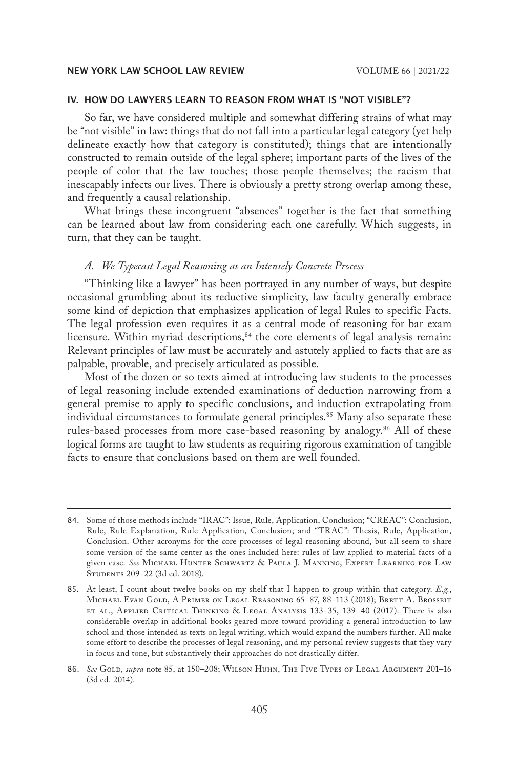## IV. HOW DO LAWYERS LEARN TO REASON FROM WHAT IS "NOT VISIBLE"?

So far, we have considered multiple and somewhat differing strains of what may be "not visible" in law: things that do not fall into a particular legal category (yet help delineate exactly how that category is constituted); things that are intentionally constructed to remain outside of the legal sphere; important parts of the lives of the people of color that the law touches; those people themselves; the racism that inescapably infects our lives. There is obviously a pretty strong overlap among these, and frequently a causal relationship.

What brings these incongruent "absences" together is the fact that something can be learned about law from considering each one carefully. Which suggests, in turn, that they can be taught.

### *A. We Typecast Legal Reasoning as an Intensely Concrete Process*

"Thinking like a lawyer" has been portrayed in any number of ways, but despite occasional grumbling about its reductive simplicity, law faculty generally embrace some kind of depiction that emphasizes application of legal Rules to specific Facts. The legal profession even requires it as a central mode of reasoning for bar exam licensure. Within myriad descriptions,[84] the core elements of legal analysis remain: Relevant principles of law must be accurately and astutely applied to facts that are as palpable, provable, and precisely articulated as possible.

Most of the dozen or so texts aimed at introducing law students to the processes of legal reasoning include extended examinations of deduction narrowing from a general premise to apply to specific conclusions, and induction extrapolating from individual circumstances to formulate general principles.[85] Many also separate these rules-based processes from more case-based reasoning by analogy.[86] All of these logical forms are taught to law students as requiring rigorous examination of tangible facts to ensure that conclusions based on them are well founded.

---

84. Some of those methods include "IRAC": Issue, Rule, Application, Conclusion; "CREAC": Conclusion, Rule, Rule Explanation, Rule Application, Conclusion; and "TRAC": Thesis, Rule, Application, Conclusion. Other acronyms for the core processes of legal reasoning abound, but all seem to share some version of the same center as the ones included here: rules of law applied to material facts of a given case. *See* Michael Hunter Schwartz & Paula J. Manning, Expert Learning for Law Students 209–22 (3d ed. 2018).

85. At least, I count about twelve books on my shelf that I happen to group within that category. *E.g.*, Michael Evan Gold, A Primer on Legal Reasoning 65–87, 88–113 (2018); Brett A. Brosseit et al., Applied Critical Thinking & Legal Analysis 133–35, 139–40 (2017). There is also considerable overlap in additional books geared more toward providing a general introduction to law school and those intended as texts on legal writing, which would expand the numbers further. All make some effort to describe the processes of legal reasoning, and my personal review suggests that they vary in focus and tone, but substantively their approaches do not drastically differ.

86. *See* Gold, *supra* note 85, at 150–208; Wilson Huhn, The Five Types of Legal Argument 201–16 (3d ed. 2014).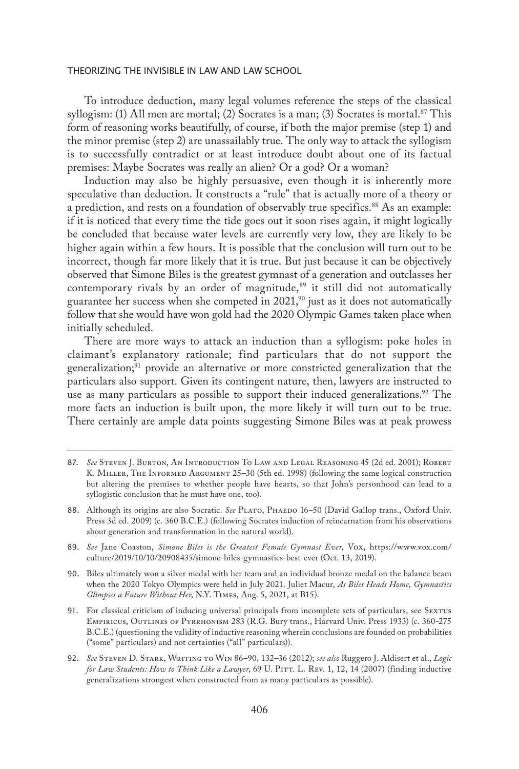To introduce deduction, many legal volumes reference the steps of the classical syllogism: (1) All men are mortal; (2) Socrates is a man; (3) Socrates is mortal.[87] This form of reasoning works beautifully, of course, if both the major premise (step 1) and the minor premise (step 2) are unassailably true. The only way to attack the syllogism is to successfully contradict or at least introduce doubt about one of its factual premises: Maybe Socrates was really an alien? Or a god? Or a woman?

Induction may also be highly persuasive, even though it is inherently more speculative than deduction. It constructs a "rule" that is actually more of a theory or a prediction, and rests on a foundation of observably true specifics.[88] As an example: if it is noticed that every time the tide goes out it soon rises again, it might logically be concluded that because water levels are currently very low, they are likely to be higher again within a few hours. It is possible that the conclusion will turn out to be incorrect, though far more likely that it is true. But just because it can be objectively observed that Simone Biles is the greatest gymnast of a generation and outclasses her contemporary rivals by an order of magnitude,[89] it still did not automatically guarantee her success when she competed in 2021,[90] just as it does not automatically follow that she would have won gold had the 2020 Olympic Games taken place when initially scheduled.

There are more ways to attack an induction than a syllogism: poke holes in claimant's explanatory rationale; find particulars that do not support the generalization;[91] provide an alternative or more constricted generalization that the particulars also support. Given its contingent nature, then, lawyers are instructed to use as many particulars as possible to support their induced generalizations.[92] The more facts an induction is built upon, the more likely it will turn out to be true. There certainly are ample data points suggesting Simone Biles was at peak prowess

---

87. *See* Steven J. Burton, An Introduction To Law and Legal Reasoning 45 (2d ed. 2001); Robert K. Miller, The Informed Argument 25–30 (5th ed. 1998) (following the same logical construction but altering the premises to whether people have hearts, so that John's personhood can lead to a syllogistic conclusion that he must have one, too).

88. Although its origins are also Socratic. *See* Plato, Phaedo 16–50 (David Gallop trans., Oxford Univ. Press 3d ed. 2009) (c. 360 B.C.E.) (following Socrates induction of reincarnation from his observations about generation and transformation in the natural world).

89. *See* Jane Coaston, *Simone Biles is the Greatest Female Gymnast Ever*, Vox, https://www.vox.com/culture/2019/10/10/20908435/simone-biles-gymnastics-best-ever (Oct. 13, 2019).

90. Biles ultimately won a silver medal with her team and an individual bronze medal on the balance beam when the 2020 Tokyo Olympics were held in July 2021. Juliet Macur, *As Biles Heads Home, Gymnastics Glimpses a Future Without Her*, N.Y. Times, Aug. 5, 2021, at B15).

91. For classical criticism of inducing universal principals from incomplete sets of particulars, see Sextus Empiricus, Outlines of Pyrrhonism 283 (R.G. Bury trans., Harvard Univ. Press 1933) (c. 360-275 B.C.E.) (questioning the validity of inductive reasoning wherein conclusions are founded on probabilities ("some" particulars) and not certainties ("all" particulars)).

92. *See* Steven D. Stark, Writing to Win 86–90, 132–36 (2012); *see also* Ruggero J. Aldisert et al., *Logic for Law Students: How to Think Like a Lawyer*, 69 U. Pitt. L. Rev. 1, 12, 14 (2007) (finding inductive generalizations strongest when constructed from as many particulars as possible).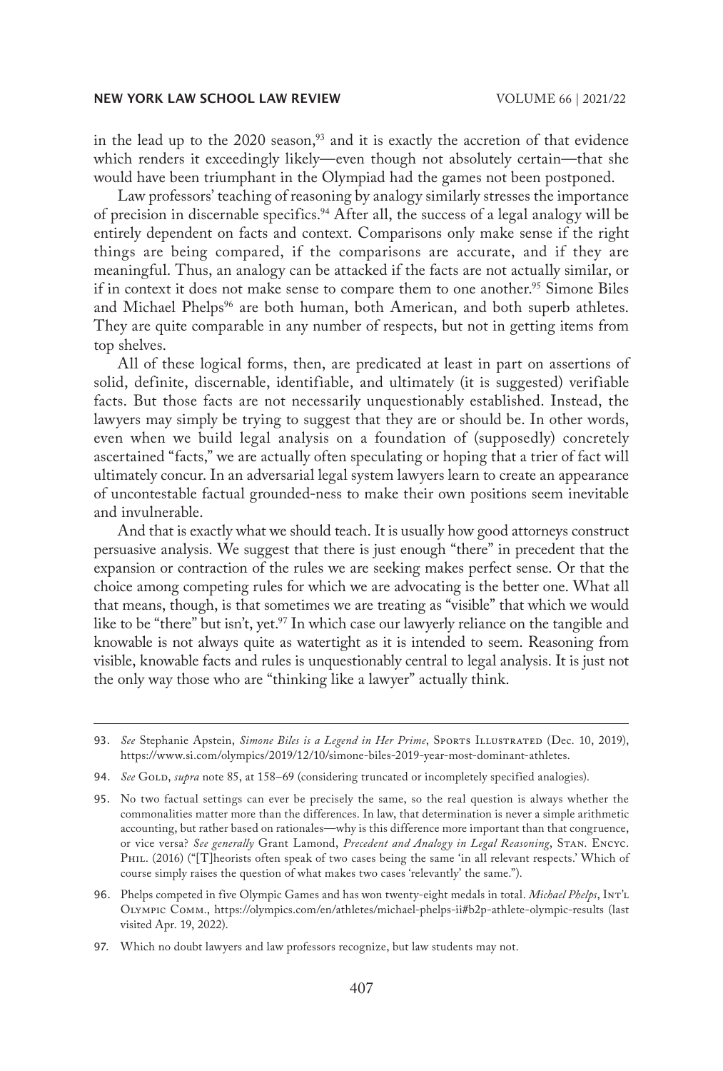in the lead up to the 2020 season,[93] and it is exactly the accretion of that evidence which renders it exceedingly likely—even though not absolutely certain—that she would have been triumphant in the Olympiad had the games not been postponed.

Law professors' teaching of reasoning by analogy similarly stresses the importance of precision in discernable specifics.[94] After all, the success of a legal analogy will be entirely dependent on facts and context. Comparisons only make sense if the right things are being compared, if the comparisons are accurate, and if they are meaningful. Thus, an analogy can be attacked if the facts are not actually similar, or if in context it does not make sense to compare them to one another.[95] Simone Biles and Michael Phelps[96] are both human, both American, and both superb athletes. They are quite comparable in any number of respects, but not in getting items from top shelves.

All of these logical forms, then, are predicated at least in part on assertions of solid, definite, discernable, identifiable, and ultimately (it is suggested) verifiable facts. But those facts are not necessarily unquestionably established. Instead, the lawyers may simply be trying to suggest that they are or should be. In other words, even when we build legal analysis on a foundation of (supposedly) concretely ascertained "facts," we are actually often speculating or hoping that a trier of fact will ultimately concur. In an adversarial legal system lawyers learn to create an appearance of uncontestable factual grounded-ness to make their own positions seem inevitable and invulnerable.

And that is exactly what we should teach. It is usually how good attorneys construct persuasive analysis. We suggest that there is just enough "there" in precedent that the expansion or contraction of the rules we are seeking makes perfect sense. Or that the choice among competing rules for which we are advocating is the better one. What all that means, though, is that sometimes we are treating as "visible" that which we would like to be "there" but isn't, yet.[97] In which case our lawyerly reliance on the tangible and knowable is not always quite as watertight as it is intended to seem. Reasoning from visible, knowable facts and rules is unquestionably central to legal analysis. It is just not the only way those who are "thinking like a lawyer" actually think.

---

93. *See* Stephanie Apstein, *Simone Biles is a Legend in Her Prime*, Sports Illustrated (Dec. 10, 2019), https://www.si.com/olympics/2019/12/10/simone-biles-2019-year-most-dominant-athletes.

94. *See* Gold, *supra* note 85, at 158–69 (considering truncated or incompletely specified analogies).

95. No two factual settings can ever be precisely the same, so the real question is always whether the commonalities matter more than the differences. In law, that determination is never a simple arithmetic accounting, but rather based on rationales—why is this difference more important than that congruence, or vice versa? *See generally* Grant Lamond, *Precedent and Analogy in Legal Reasoning*, Stan. Encyc. Phil. (2016) ("[T]heorists often speak of two cases being the same 'in all relevant respects.' Which of course simply raises the question of what makes two cases 'relevantly' the same.").

96. Phelps competed in five Olympic Games and has won twenty-eight medals in total. *Michael Phelps*, Int'l Olympic Comm., https://olympics.com/en/athletes/michael-phelps-ii#b2p-athlete-olympic-results (last visited Apr. 19, 2022).

97. Which no doubt lawyers and law professors recognize, but law students may not.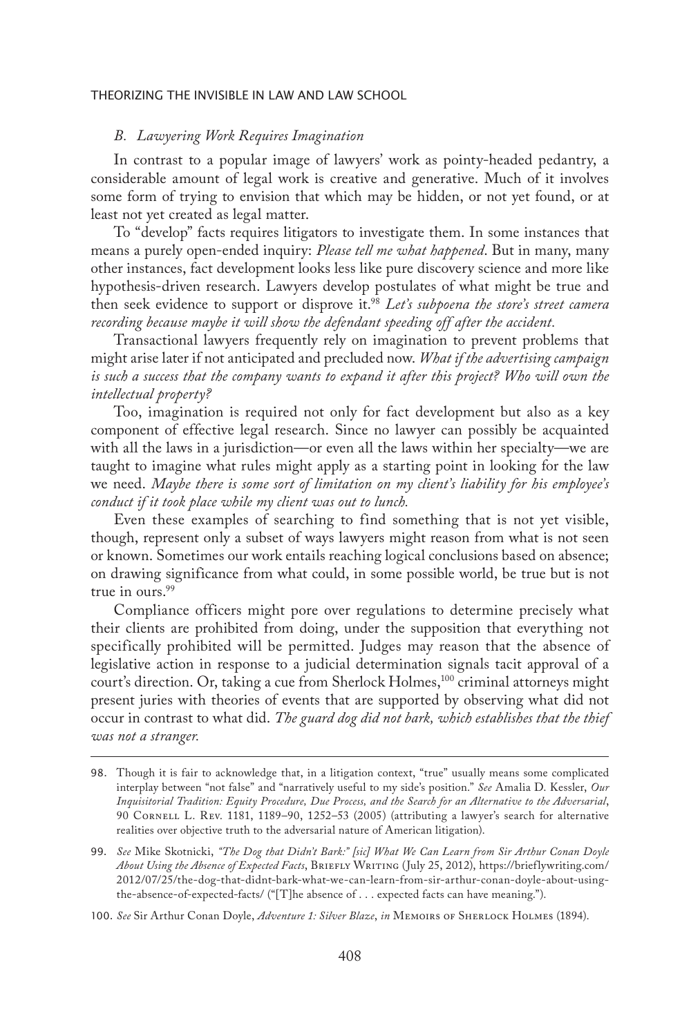### *B. Lawyering Work Requires Imagination*

In contrast to a popular image of lawyers' work as pointy-headed pedantry, a considerable amount of legal work is creative and generative. Much of it involves some form of trying to envision that which may be hidden, or not yet found, or at least not yet created as legal matter.

To "develop" facts requires litigators to investigate them. In some instances that means a purely open-ended inquiry: *Please tell me what happened*. But in many, many other instances, fact development looks less like pure discovery science and more like hypothesis-driven research. Lawyers develop postulates of what might be true and then seek evidence to support or disprove it.[98] *Let's subpoena the store's street camera recording because maybe it will show the defendant speeding off after the accident.*

Transactional lawyers frequently rely on imagination to prevent problems that might arise later if not anticipated and precluded now. *What if the advertising campaign is such a success that the company wants to expand it after this project? Who will own the intellectual property?*

Too, imagination is required not only for fact development but also as a key component of effective legal research. Since no lawyer can possibly be acquainted with all the laws in a jurisdiction—or even all the laws within her specialty—we are taught to imagine what rules might apply as a starting point in looking for the law we need. *Maybe there is some sort of limitation on my client's liability for his employee's conduct if it took place while my client was out to lunch.*

Even these examples of searching to find something that is not yet visible, though, represent only a subset of ways lawyers might reason from what is not seen or known. Sometimes our work entails reaching logical conclusions based on absence; on drawing significance from what could, in some possible world, be true but is not true in ours.[99]

Compliance officers might pore over regulations to determine precisely what their clients are prohibited from doing, under the supposition that everything not specifically prohibited will be permitted. Judges may reason that the absence of legislative action in response to a judicial determination signals tacit approval of a court's direction. Or, taking a cue from Sherlock Holmes,[100] criminal attorneys might present juries with theories of events that are supported by observing what did not occur in contrast to what did. *The guard dog did not bark, which establishes that the thief was not a stranger.*

---

98. Though it is fair to acknowledge that, in a litigation context, "true" usually means some complicated interplay between "not false" and "narratively useful to my side's position." *See* Amalia D. Kessler, *Our Inquisitorial Tradition: Equity Procedure, Due Process, and the Search for an Alternative to the Adversarial*, 90 Cornell L. Rev. 1181, 1189–90, 1252–53 (2005) (attributing a lawyer's search for alternative realities over objective truth to the adversarial nature of American litigation).

99. *See* Mike Skotnicki, *"The Dog that Didn't Bark:" [sic] What We Can Learn from Sir Arthur Conan Doyle About Using the Absence of Expected Facts*, Briefly Writing (July 25, 2012), https://brieflywriting.com/2012/07/25/the-dog-that-didnt-bark-what-we-can-learn-from-sir-arthur-conan-doyle-about-using-the-absence-of-expected-facts/ ("[T]he absence of . . . expected facts can have meaning.").

100. *See* Sir Arthur Conan Doyle, *Adventure 1: Silver Blaze*, *in* Memoirs of Sherlock Holmes (1894).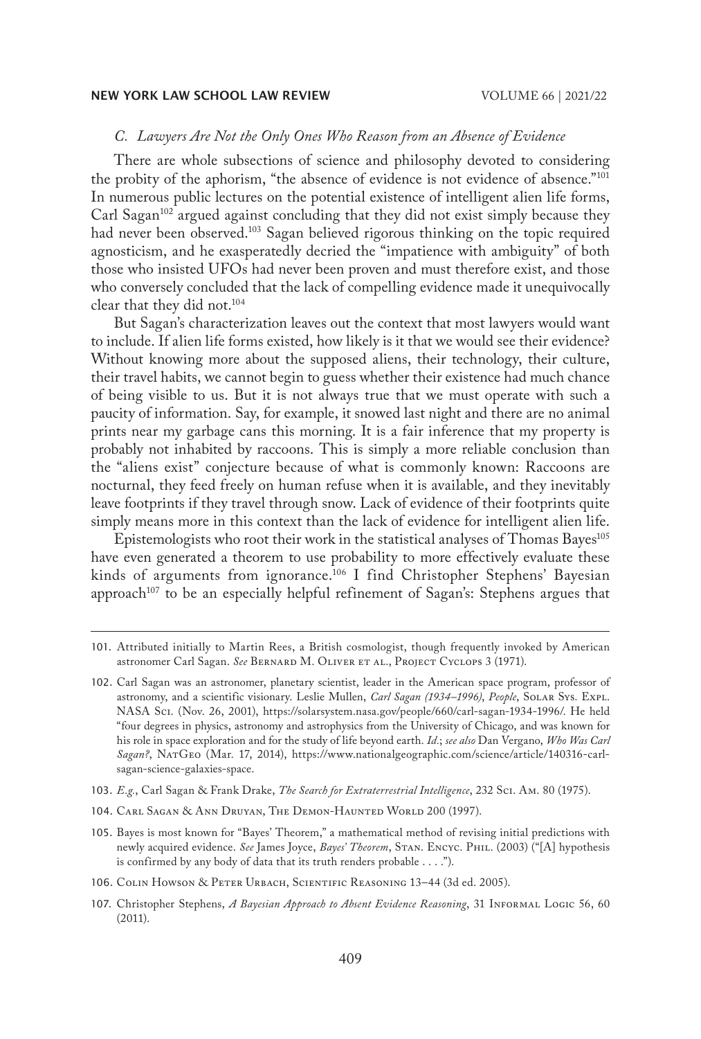### *C. Lawyers Are Not the Only Ones Who Reason from an Absence of Evidence*

There are whole subsections of science and philosophy devoted to considering the probity of the aphorism, "the absence of evidence is not evidence of absence."[101] In numerous public lectures on the potential existence of intelligent alien life forms, Carl Sagan[102] argued against concluding that they did not exist simply because they had never been observed.[103] Sagan believed rigorous thinking on the topic required agnosticism, and he exasperatedly decried the "impatience with ambiguity" of both those who insisted UFOs had never been proven and must therefore exist, and those who conversely concluded that the lack of compelling evidence made it unequivocally clear that they did not.[104]

But Sagan's characterization leaves out the context that most lawyers would want to include. If alien life forms existed, how likely is it that we would see their evidence? Without knowing more about the supposed aliens, their technology, their culture, their travel habits, we cannot begin to guess whether their existence had much chance of being visible to us. But it is not always true that we must operate with such a paucity of information. Say, for example, it snowed last night and there are no animal prints near my garbage cans this morning. It is a fair inference that my property is probably not inhabited by raccoons. This is simply a more reliable conclusion than the "aliens exist" conjecture because of what is commonly known: Raccoons are nocturnal, they feed freely on human refuse when it is available, and they inevitably leave footprints if they travel through snow. Lack of evidence of their footprints quite simply means more in this context than the lack of evidence for intelligent alien life.

Epistemologists who root their work in the statistical analyses of Thomas Bayes[105] have even generated a theorem to use probability to more effectively evaluate these kinds of arguments from ignorance.[106] I find Christopher Stephens' Bayesian approach[107] to be an especially helpful refinement of Sagan's: Stephens argues that

---

101. Attributed initially to Martin Rees, a British cosmologist, though frequently invoked by American astronomer Carl Sagan. *See* Bernard M. Oliver et al., Project Cyclops 3 (1971).

102. Carl Sagan was an astronomer, planetary scientist, leader in the American space program, professor of astronomy, and a scientific visionary. Leslie Mullen, *Carl Sagan (1934–1996)*, *People*, Solar Sys. Expl. NASA Sci. (Nov. 26, 2001), https://solarsystem.nasa.gov/people/660/carl-sagan-1934-1996/. He held "four degrees in physics, astronomy and astrophysics from the University of Chicago, and was known for his role in space exploration and for the study of life beyond earth. *Id.*; *see also* Dan Vergano, *Who Was Carl Sagan?*, NatGeo (Mar. 17, 2014), https://www.nationalgeographic.com/science/article/140316-carl-sagan-science-galaxies-space.

103. *E.g.*, Carl Sagan & Frank Drake, *The Search for Extraterrestrial Intelligence*, 232 Sci. Am. 80 (1975).

104. Carl Sagan & Ann Druyan, The Demon-Haunted World 200 (1997).

105. Bayes is most known for "Bayes' Theorem," a mathematical method of revising initial predictions with newly acquired evidence. *See* James Joyce, *Bayes' Theorem*, Stan. Encyc. Phil. (2003) ("[A] hypothesis is confirmed by any body of data that its truth renders probable . . . .").

106. Colin Howson & Peter Urbach, Scientific Reasoning 13–44 (3d ed. 2005).

107. Christopher Stephens, *A Bayesian Approach to Absent Evidence Reasoning*, 31 Informal Logic 56, 60 (2011).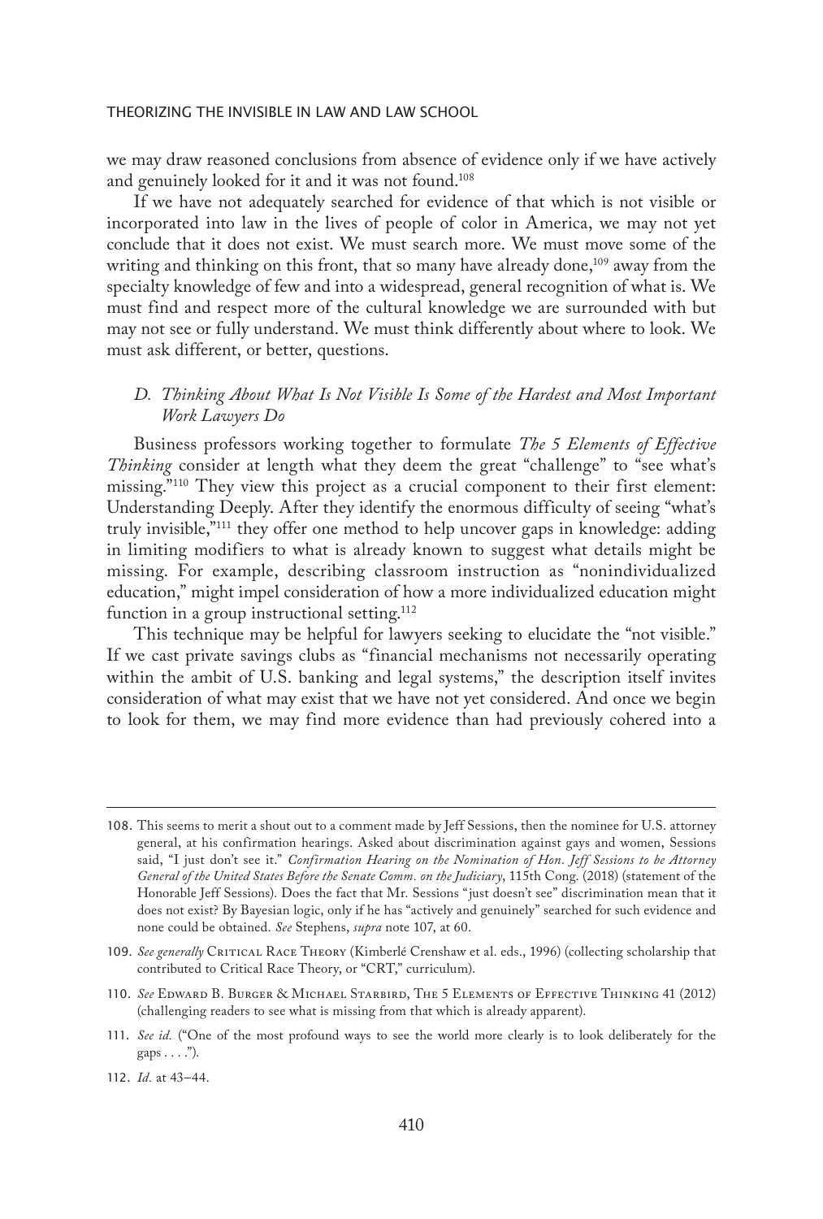we may draw reasoned conclusions from absence of evidence only if we have actively and genuinely looked for it and it was not found.[108]

If we have not adequately searched for evidence of that which is not visible or incorporated into law in the lives of people of color in America, we may not yet conclude that it does not exist. We must search more. We must move some of the writing and thinking on this front, that so many have already done,[109] away from the specialty knowledge of few and into a widespread, general recognition of what is. We must find and respect more of the cultural knowledge we are surrounded with but may not see or fully understand. We must think differently about where to look. We must ask different, or better, questions.

### *D. Thinking About What Is Not Visible Is Some of the Hardest and Most Important Work Lawyers Do*

Business professors working together to formulate *The 5 Elements of Effective Thinking* consider at length what they deem the great "challenge" to "see what's missing."[110] They view this project as a crucial component to their first element: Understanding Deeply. After they identify the enormous difficulty of seeing "what's truly invisible,"[111] they offer one method to help uncover gaps in knowledge: adding in limiting modifiers to what is already known to suggest what details might be missing. For example, describing classroom instruction as "nonindividualized education," might impel consideration of how a more individualized education might function in a group instructional setting.[112]

This technique may be helpful for lawyers seeking to elucidate the "not visible." If we cast private savings clubs as "financial mechanisms not necessarily operating within the ambit of U.S. banking and legal systems," the description itself invites consideration of what may exist that we have not yet considered. And once we begin to look for them, we may find more evidence than had previously cohered into a

---

108. This seems to merit a shout out to a comment made by Jeff Sessions, then the nominee for U.S. attorney general, at his confirmation hearings. Asked about discrimination against gays and women, Sessions said, "I just don't see it." *Confirmation Hearing on the Nomination of Hon. Jeff Sessions to be Attorney General of the United States Before the Senate Comm. on the Judiciary*, 115th Cong. (2018) (statement of the Honorable Jeff Sessions). Does the fact that Mr. Sessions "just doesn't see" discrimination mean that it does not exist? By Bayesian logic, only if he has "actively and genuinely" searched for such evidence and none could be obtained. *See* Stephens, *supra* note 107, at 60.

109. *See generally* Critical Race Theory (Kimberlé Crenshaw et al. eds., 1996) (collecting scholarship that contributed to Critical Race Theory, or "CRT," curriculum).

110. *See* Edward B. Burger & Michael Starbird, The 5 Elements of Effective Thinking 41 (2012) (challenging readers to see what is missing from that which is already apparent).

111. *See id.* ("One of the most profound ways to see the world more clearly is to look deliberately for the gaps . . . .").

112. *Id.* at 43–44.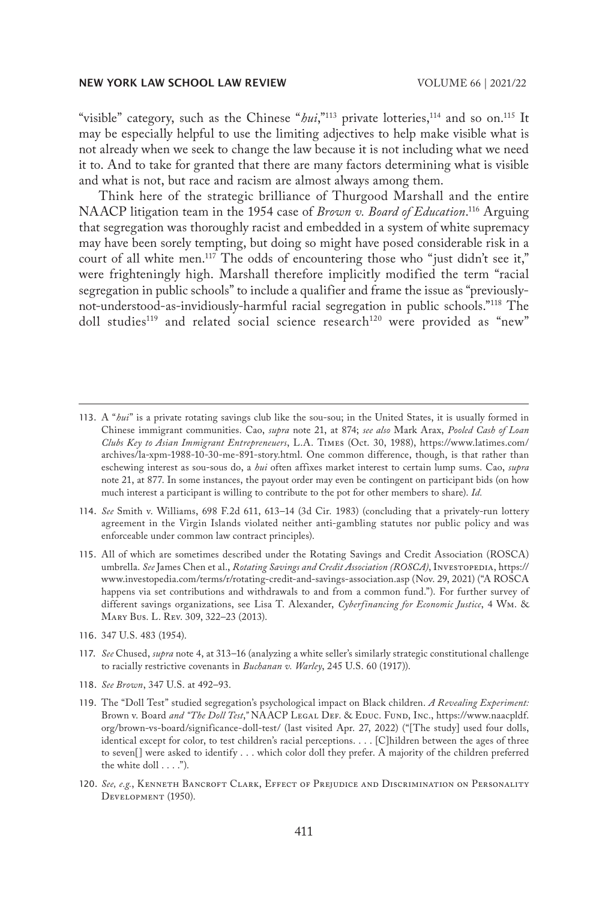"visible" category, such as the Chinese "*hui*,"[113] private lotteries,[114] and so on.[115] It may be especially helpful to use the limiting adjectives to help make visible what is not already when we seek to change the law because it is not including what we need it to. And to take for granted that there are many factors determining what is visible and what is not, but race and racism are almost always among them.

Think here of the strategic brilliance of Thurgood Marshall and the entire NAACP litigation team in the 1954 case of *Brown v. Board of Education*.[116] Arguing that segregation was thoroughly racist and embedded in a system of white supremacy may have been sorely tempting, but doing so might have posed considerable risk in a court of all white men.[117] The odds of encountering those who "just didn't see it," were frighteningly high. Marshall therefore implicitly modified the term "racial segregation in public schools" to include a qualifier and frame the issue as "previously-not-understood-as-invidiously-harmful racial segregation in public schools."[118] The doll studies[119] and related social science research[120] were provided as "new"

---

113. A "*hui*" is a private rotating savings club like the sou-sou; in the United States, it is usually formed in Chinese immigrant communities. Cao, *supra* note 21, at 874; *see also* Mark Arax, *Pooled Cash of Loan Clubs Key to Asian Immigrant Entrepreneurs*, L.A. Times (Oct. 30, 1988), https://www.latimes.com/archives/la-xpm-1988-10-30-me-891-story.html. One common difference, though, is that rather than eschewing interest as sou-sous do, a *hui* often affixes market interest to certain lump sums. Cao, *supra* note 21, at 877. In some instances, the payout order may even be contingent on participant bids (on how much interest a participant is willing to contribute to the pot for other members to share). *Id.*

114. *See* Smith v. Williams, 698 F.2d 611, 613–14 (3d Cir. 1983) (concluding that a privately-run lottery agreement in the Virgin Islands violated neither anti-gambling statutes nor public policy and was enforceable under common law contract principles).

115. All of which are sometimes described under the Rotating Savings and Credit Association (ROSCA) umbrella. *See* James Chen et al., *Rotating Savings and Credit Association (ROSCA)*, Investopedia, https://www.investopedia.com/terms/r/rotating-credit-and-savings-association.asp (Nov. 29, 2021) ("A ROSCA happens via set contributions and withdrawals to and from a common fund."). For further survey of different savings organizations, see Lisa T. Alexander, *Cyberfinancing for Economic Justice*, 4 Wm. & Mary Bus. L. Rev. 309, 322–23 (2013).

116. 347 U.S. 483 (1954).

117. *See* Chused, *supra* note 4, at 313–16 (analyzing a white seller's similarly strategic constitutional challenge to racially restrictive covenants in *Buchanan v. Warley*, 245 U.S. 60 (1917)).

118. *See Brown*, 347 U.S. at 492–93.

119. The "Doll Test" studied segregation's psychological impact on Black children. *A Revealing Experiment:* Brown v. Board *and "The Doll Test*,*"* NAACP Legal Def. & Educ. Fund, Inc., https://www.naacpldf.org/brown-vs-board/significance-doll-test/ (last visited Apr. 27, 2022) ("[The study] used four dolls, identical except for color, to test children's racial perceptions. . . . [C]hildren between the ages of three to seven[] were asked to identify . . . which color doll they prefer. A majority of the children preferred the white doll . . . .").

120. *See, e.g.*, Kenneth Bancroft Clark, Effect of Prejudice and Discrimination on Personality Development (1950).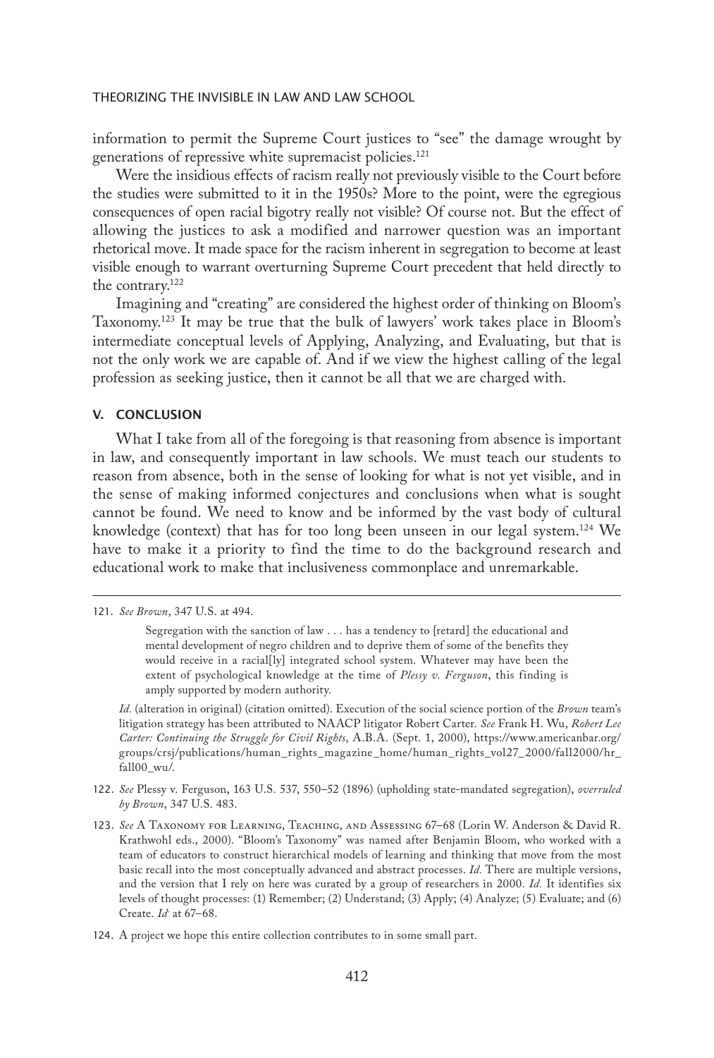information to permit the Supreme Court justices to "see" the damage wrought by generations of repressive white supremacist policies.[121]

Were the insidious effects of racism really not previously visible to the Court before the studies were submitted to it in the 1950s? More to the point, were the egregious consequences of open racial bigotry really not visible? Of course not. But the effect of allowing the justices to ask a modified and narrower question was an important rhetorical move. It made space for the racism inherent in segregation to become at least visible enough to warrant overturning Supreme Court precedent that held directly to the contrary.[122]

Imagining and "creating" are considered the highest order of thinking on Bloom's Taxonomy.[123] It may be true that the bulk of lawyers' work takes place in Bloom's intermediate conceptual levels of Applying, Analyzing, and Evaluating, but that is not the only work we are capable of. And if we view the highest calling of the legal profession as seeking justice, then it cannot be all that we are charged with.

## V. CONCLUSION

What I take from all of the foregoing is that reasoning from absence is important in law, and consequently important in law schools. We must teach our students to reason from absence, both in the sense of looking for what is not yet visible, and in the sense of making informed conjectures and conclusions when what is sought cannot be found. We need to know and be informed by the vast body of cultural knowledge (context) that has for too long been unseen in our legal system.[124] We have to make it a priority to find the time to do the background research and educational work to make that inclusiveness commonplace and unremarkable.

---

121. *See Brown*, 347 U.S. at 494.

> Segregation with the sanction of law . . . has a tendency to [retard] the educational and mental development of negro children and to deprive them of some of the benefits they would receive in a racial[ly] integrated school system. Whatever may have been the extent of psychological knowledge at the time of *Plessy v. Ferguson*, this finding is amply supported by modern authority.

*Id.* (alteration in original) (citation omitted). Execution of the social science portion of the *Brown* team's litigation strategy has been attributed to NAACP litigator Robert Carter. *See* Frank H. Wu, *Robert Lee Carter: Continuing the Struggle for Civil Rights*, A.B.A. (Sept. 1, 2000), https://www.americanbar.org/groups/crsj/publications/human_rights_magazine_home/human_rights_vol27_2000/fall2000/hr_fall00_wu/.

122. *See* Plessy v. Ferguson, 163 U.S. 537, 550–52 (1896) (upholding state-mandated segregation), *overruled by Brown*, 347 U.S. 483.

123. *See* A Taxonomy for Learning, Teaching, and Assessing 67–68 (Lorin W. Anderson & David R. Krathwohl eds., 2000). "Bloom's Taxonomy" was named after Benjamin Bloom, who worked with a team of educators to construct hierarchical models of learning and thinking that move from the most basic recall into the most conceptually advanced and abstract processes. *Id.* There are multiple versions, and the version that I rely on here was curated by a group of researchers in 2000. *Id.* It identifies six levels of thought processes: (1) Remember; (2) Understand; (3) Apply; (4) Analyze; (5) Evaluate; and (6) Create. *Id.* at 67–68.

124. A project we hope this entire collection contributes to in some small part.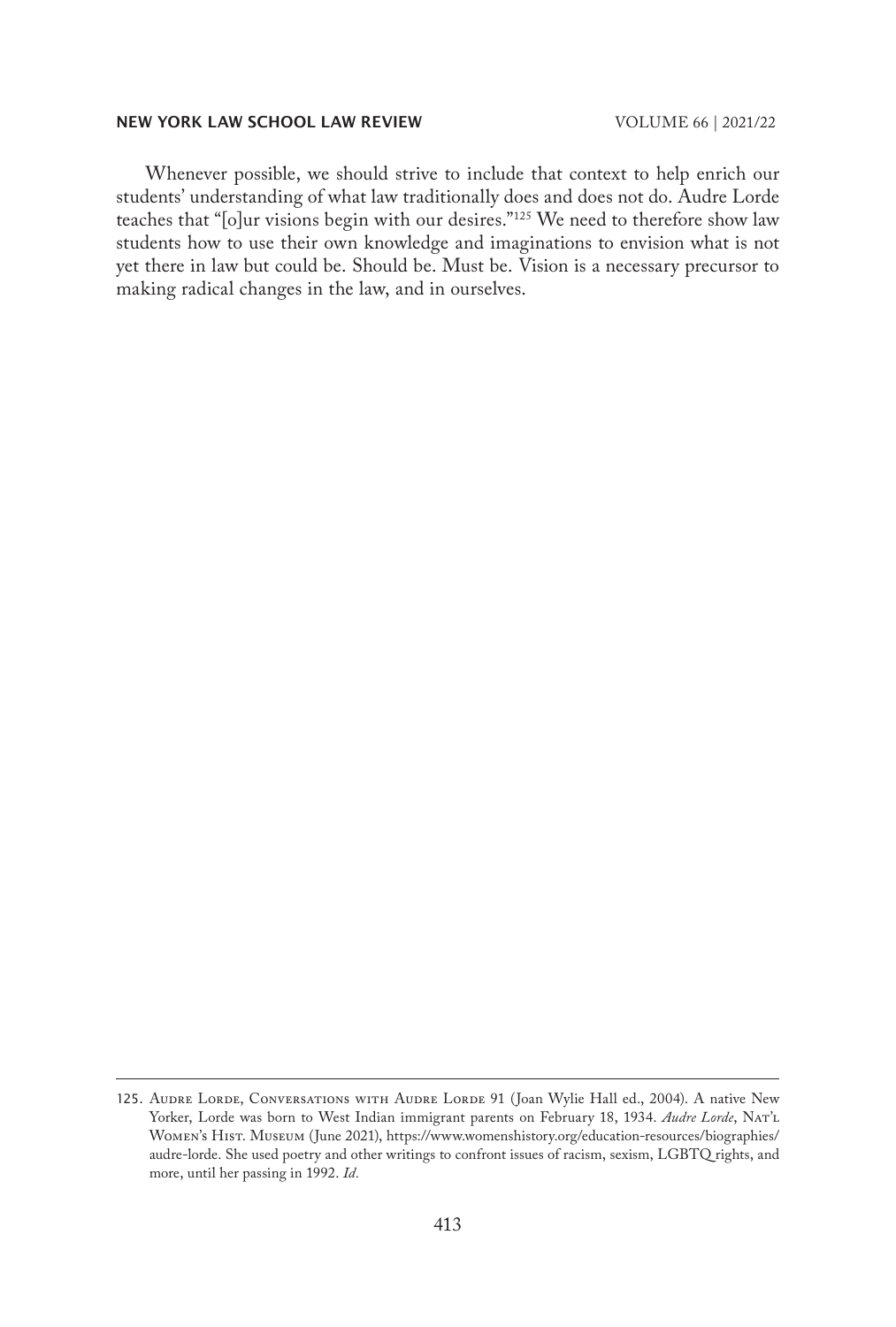Whenever possible, we should strive to include that context to help enrich our students' understanding of what law traditionally does and does not do. Audre Lorde teaches that "[o]ur visions begin with our desires."[125] We need to therefore show law students how to use their own knowledge and imaginations to envision what is not yet there in law but could be. Should be. Must be. Vision is a necessary precursor to making radical changes in the law, and in ourselves.

---

125. Audre Lorde, Conversations with Audre Lorde 91 (Joan Wylie Hall ed., 2004). A native New Yorker, Lorde was born to West Indian immigrant parents on February 18, 1934. *Audre Lorde*, Nat'l Women's Hist. Museum (June 2021), https://www.womenshistory.org/education-resources/biographies/audre-lorde. She used poetry and other writings to confront issues of racism, sexism, LGBTQ rights, and more, until her passing in 1992. *Id.*